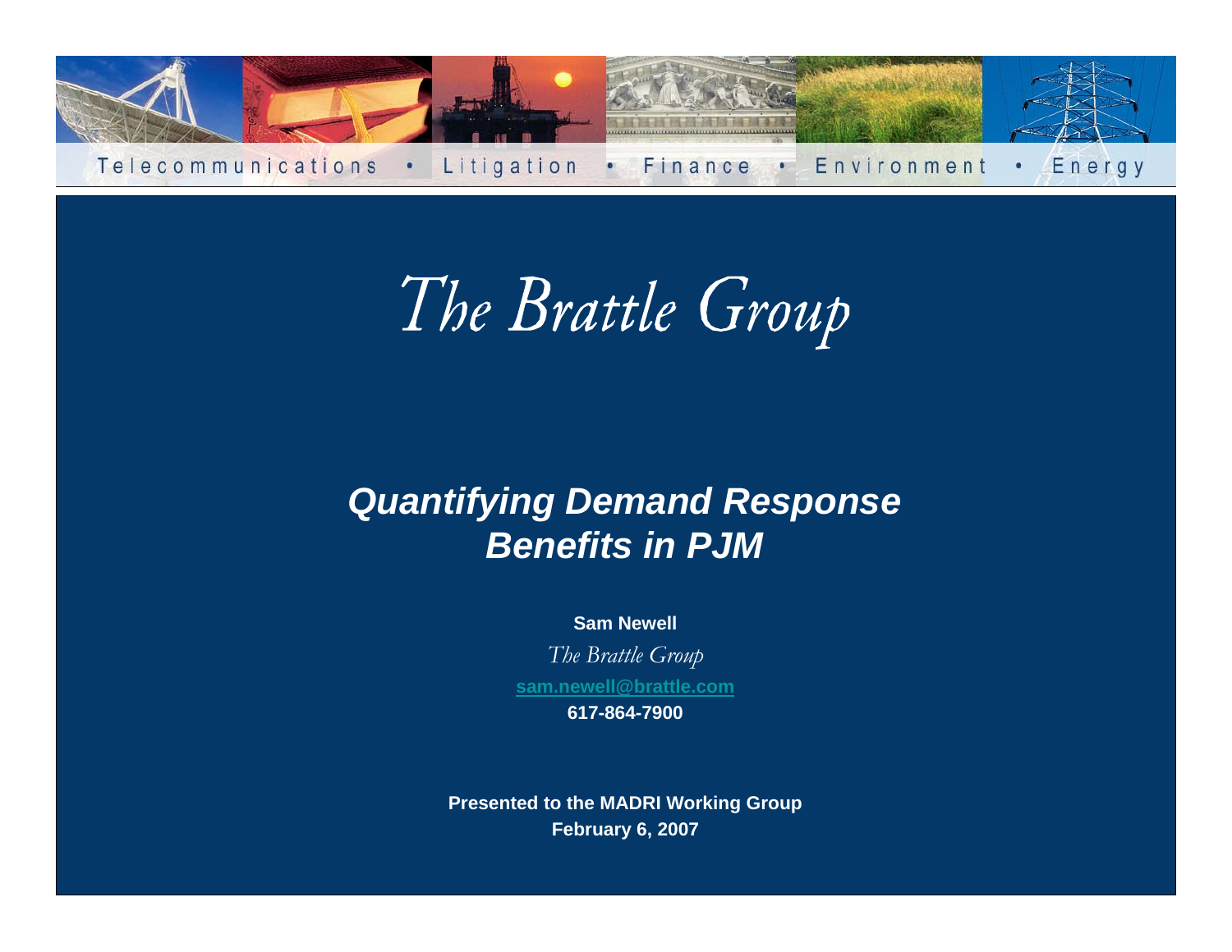Telecommunications • Litigation • Finance • Environment • Energy

# The Brattle Group

## *Quantifying Demand Response Benefits in PJM*

**Sam Newell**

*The Brattle Group*

**sam.newell@brattle.com**

**617-864-7900**

**Presented to the MADRI Working Group**
**February 6, 2007**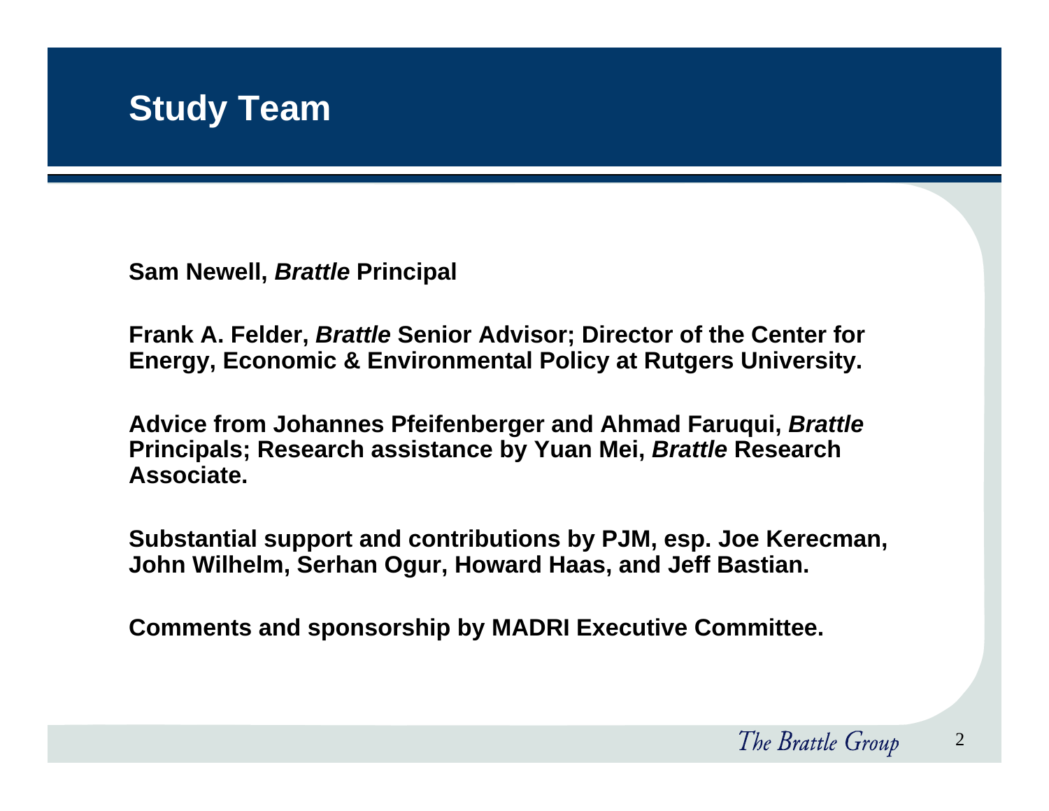# Study Team

**Sam Newell, *Brattle* Principal**

**Frank A. Felder, *Brattle* Senior Advisor; Director of the Center for Energy, Economic & Environmental Policy at Rutgers University.**

**Advice from Johannes Pfeifenberger and Ahmad Faruqui, *Brattle* Principals; Research assistance by Yuan Mei, *Brattle* Research Associate.**

**Substantial support and contributions by PJM, esp. Joe Kerecman, John Wilhelm, Serhan Ogur, Howard Haas, and Jeff Bastian.**

**Comments and sponsorship by MADRI Executive Committee.**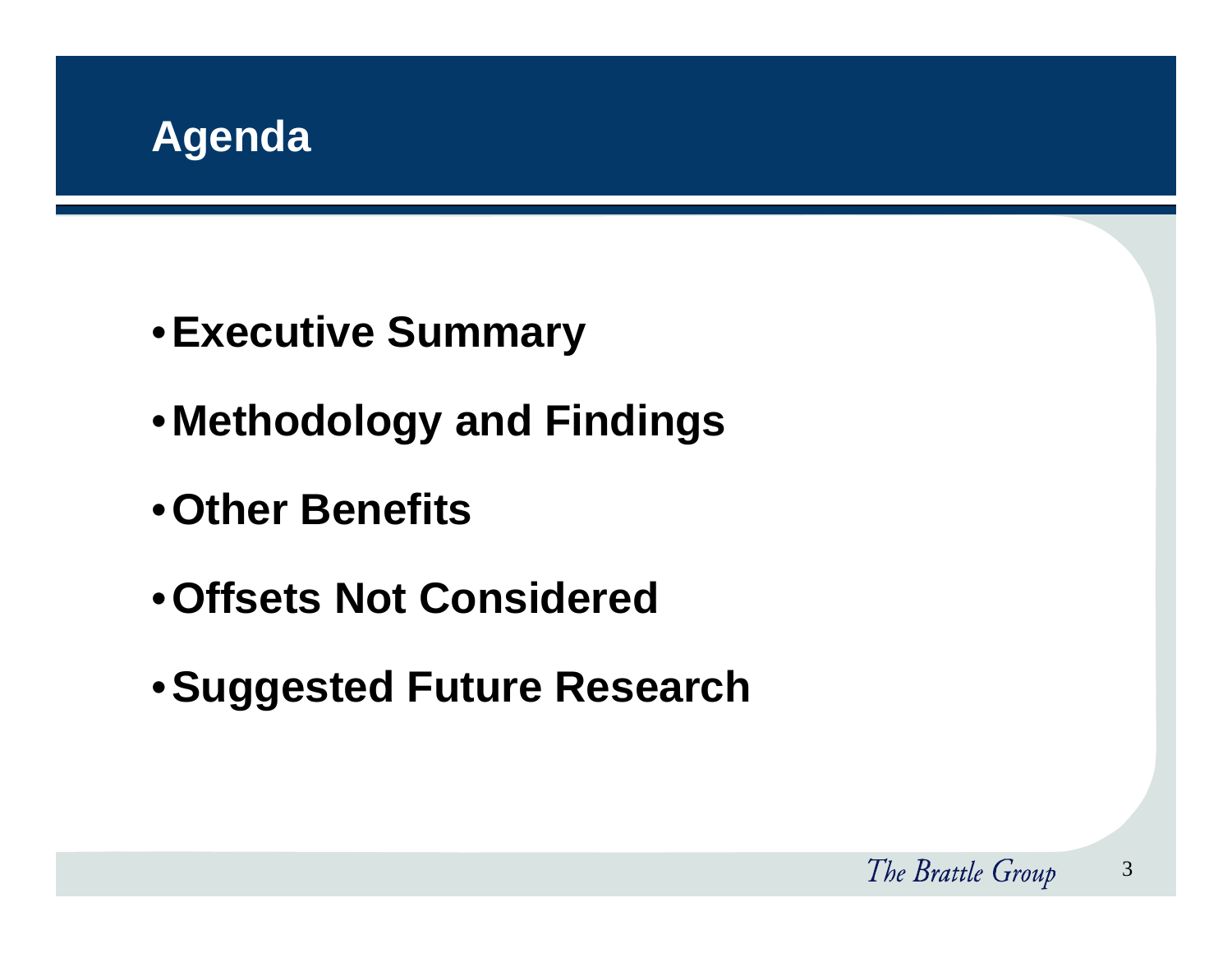# Agenda

- **Executive Summary**
- **Methodology and Findings**
- **Other Benefits**
- **Offsets Not Considered**
- **Suggested Future Research**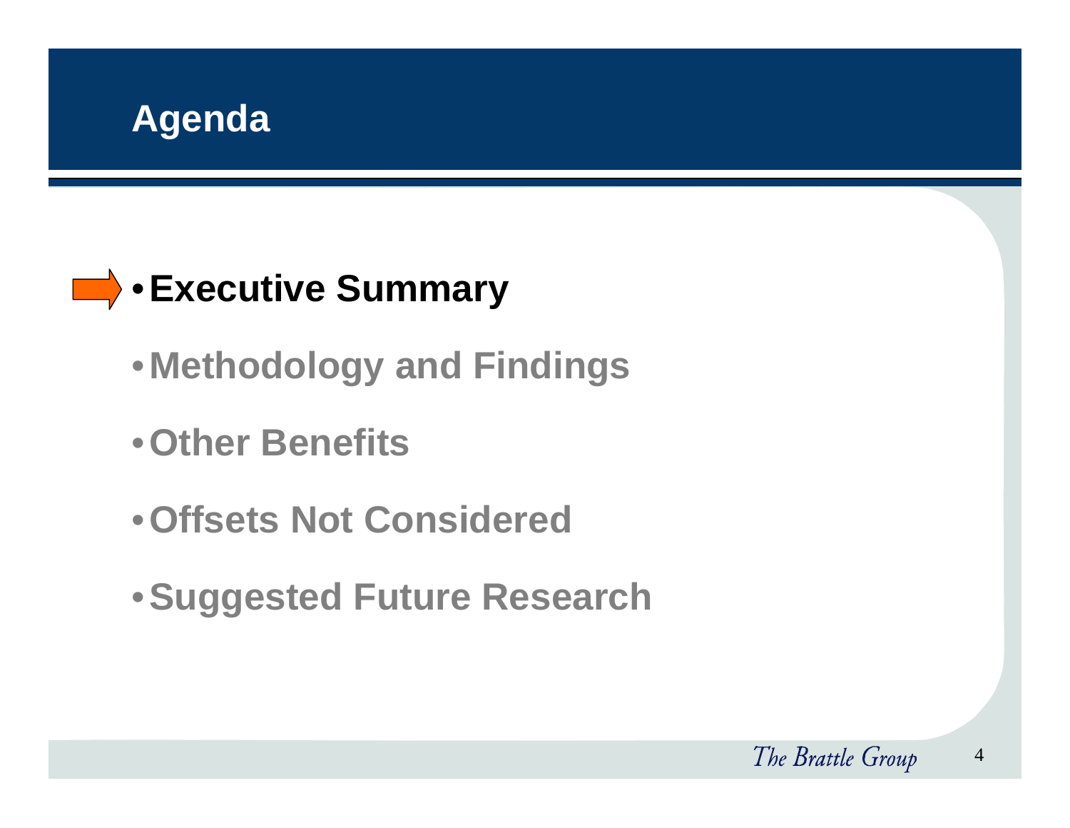# Agenda

- **Executive Summary**
- **Methodology and Findings**
- **Other Benefits**
- **Offsets Not Considered**
- **Suggested Future Research**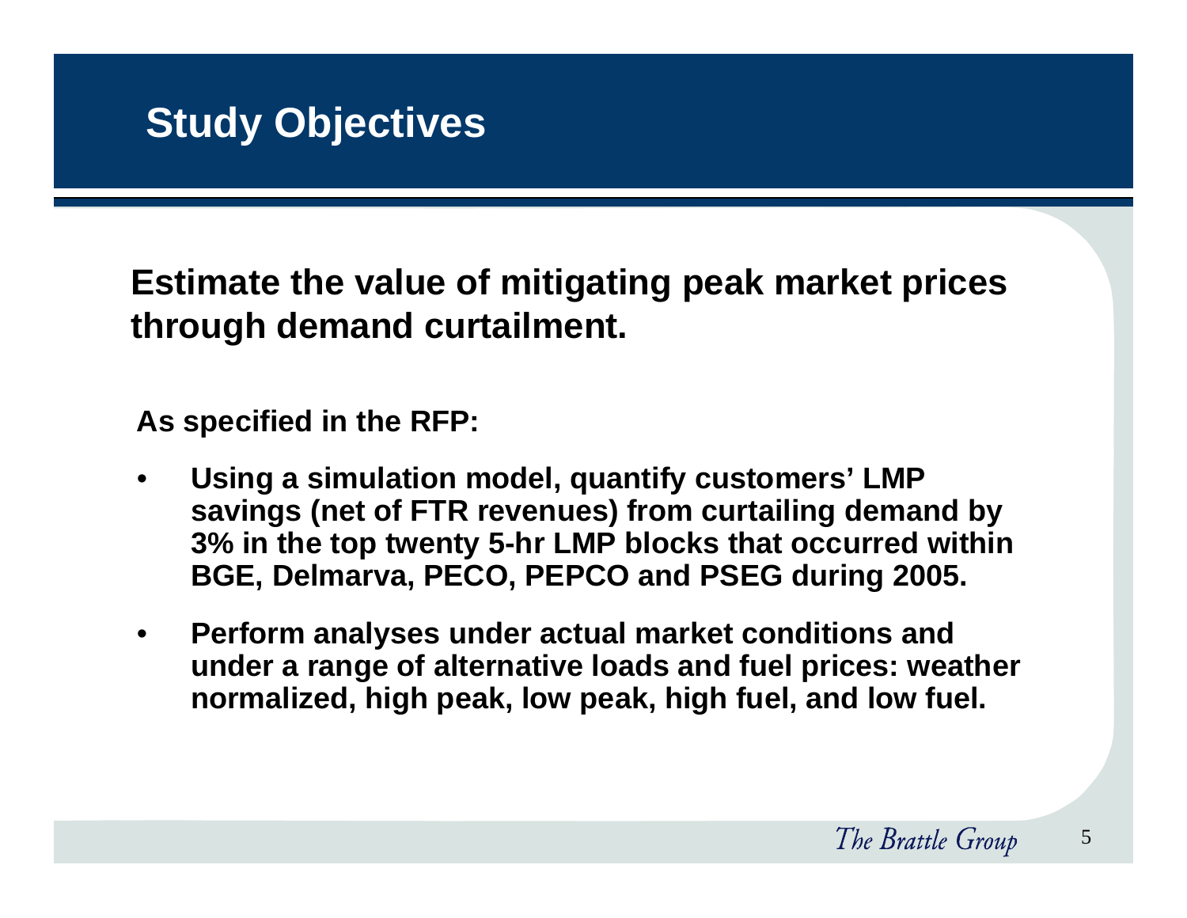# Study Objectives

**Estimate the value of mitigating peak market prices through demand curtailment.**

**As specified in the RFP:**

- **Using a simulation model, quantify customers' LMP savings (net of FTR revenues) from curtailing demand by 3% in the top twenty 5-hr LMP blocks that occurred within BGE, Delmarva, PECO, PEPCO and PSEG during 2005.**
- **Perform analyses under actual market conditions and under a range of alternative loads and fuel prices: weather normalized, high peak, low peak, high fuel, and low fuel.**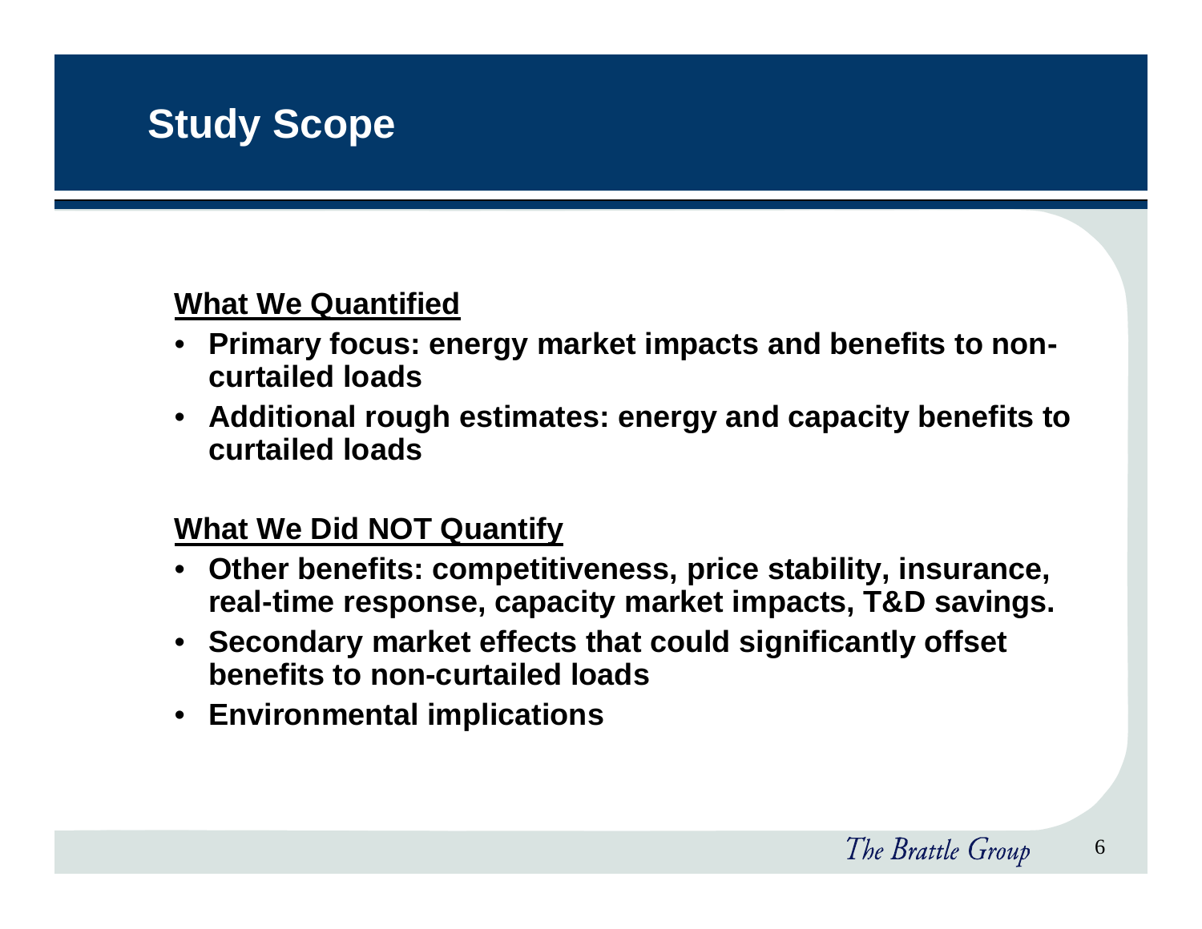# Study Scope

**What We Quantified**

- **Primary focus: energy market impacts and benefits to non-curtailed loads**
- **Additional rough estimates: energy and capacity benefits to curtailed loads**

**What We Did NOT Quantify**

- **Other benefits: competitiveness, price stability, insurance, real-time response, capacity market impacts, T&D savings.**
- **Secondary market effects that could significantly offset benefits to non-curtailed loads**
- **Environmental implications**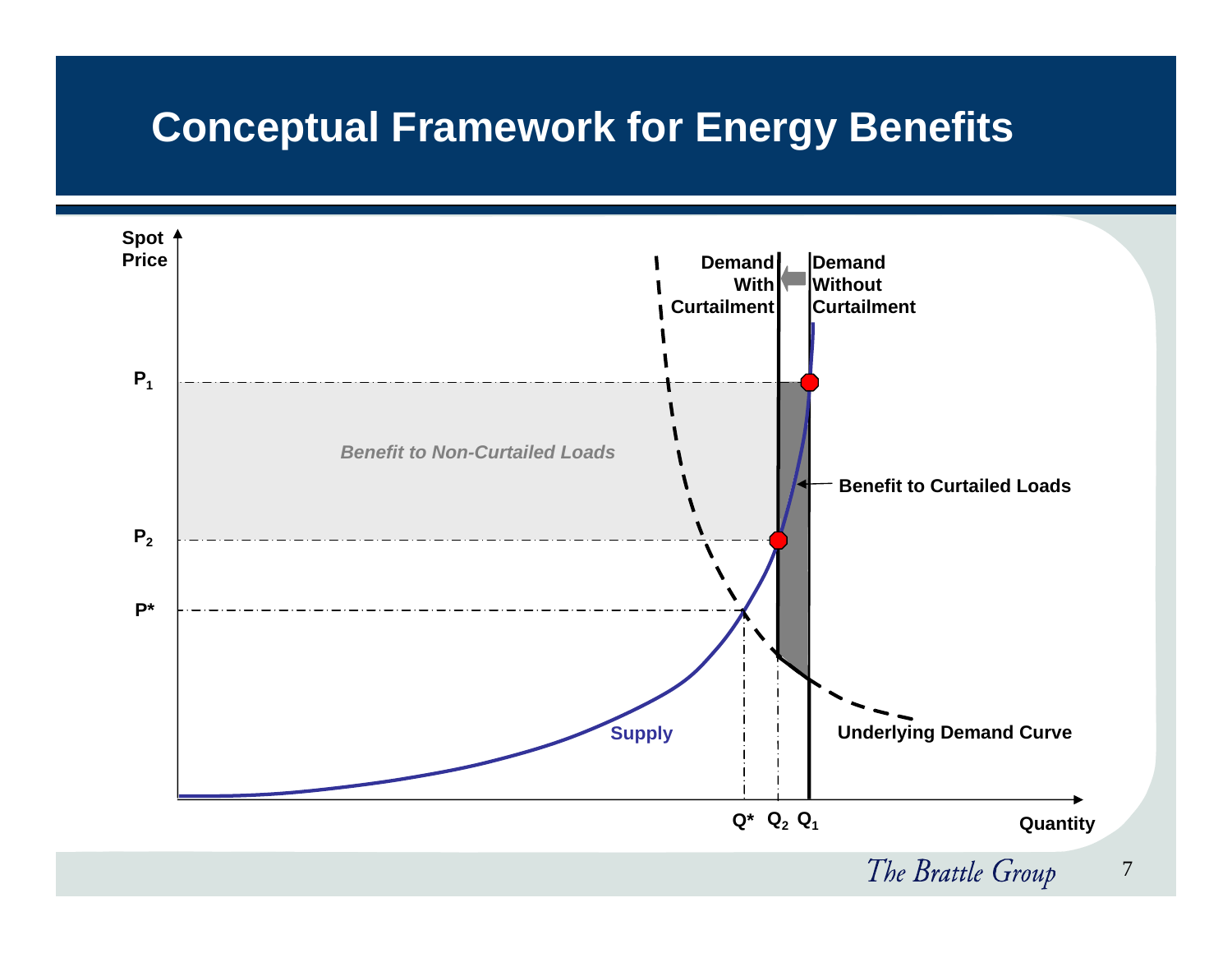# Conceptual Framework for Energy Benefits

Spot Price

$P_1$

$P_2$

$P^*$

*Benefit to Non-Curtailed Loads*

Demand With Curtailment

Demand Without Curtailment

Benefit to Curtailed Loads

Supply

Underlying Demand Curve

$Q^*$ $Q_2$ $Q_1$

Quantity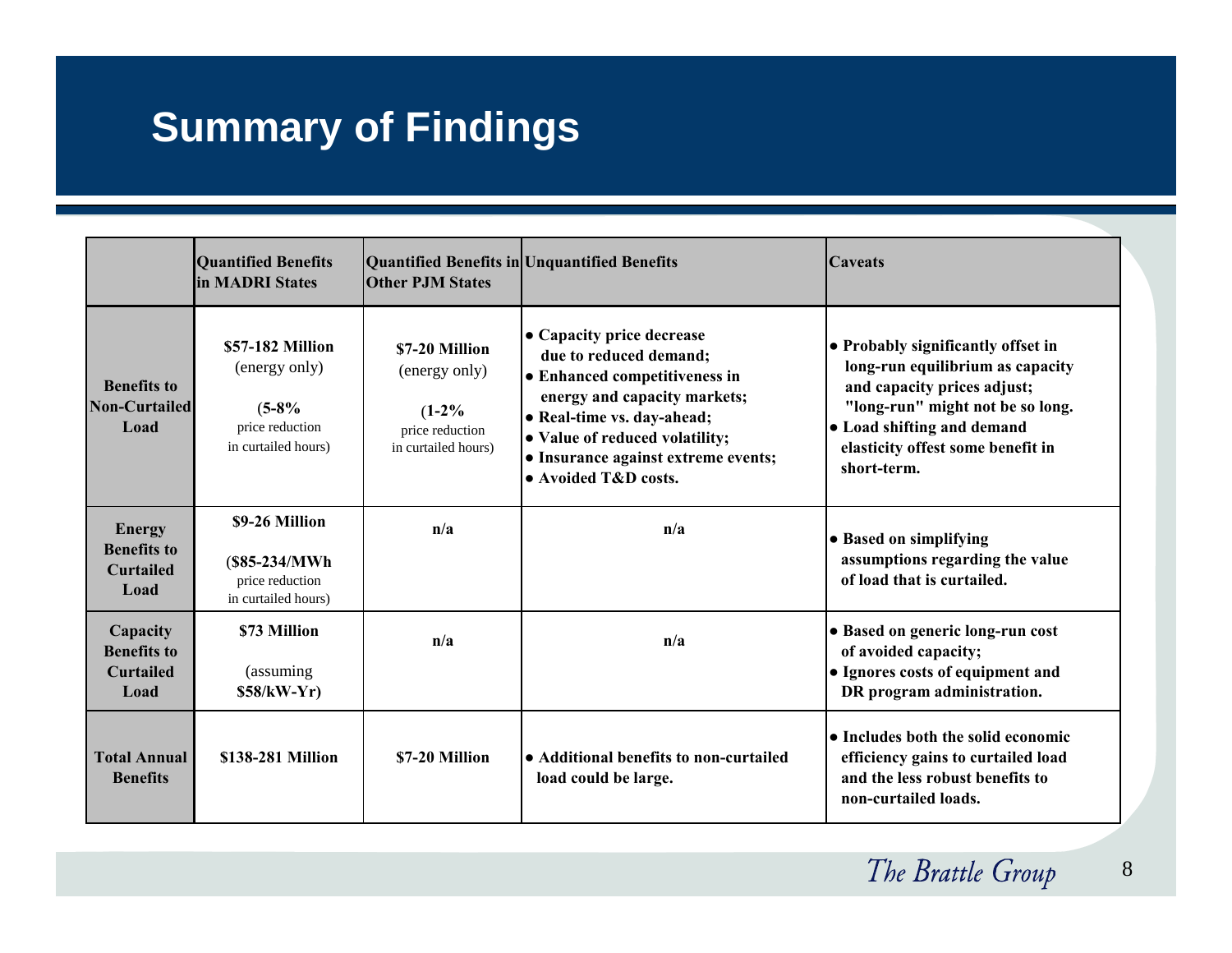# Summary of Findings

| | Quantified Benefits in MADRI States | Quantified Benefits in Other PJM States | Unquantified Benefits | Caveats |
|---|---|---|---|---|
| **Benefits to Non-Curtailed Load** | **$57-182 Million** (energy only) **(5-8%** price reduction in curtailed hours) | **$7-20 Million** (energy only) **(1-2%** price reduction in curtailed hours) | • Capacity price decrease due to reduced demand; • Enhanced competitiveness in energy and capacity markets; • Real-time vs. day-ahead; • Value of reduced volatility; • Insurance against extreme events; • Avoided T&D costs. | • Probably significantly offset in long-run equilibrium as capacity and capacity prices adjust; "long-run" might not be so long. • Load shifting and demand elasticity offest some benefit in short-term. |
| **Energy Benefits to Curtailed Load** | **$9-26 Million** **($85-234/MWh** price reduction in curtailed hours) | n/a | n/a | • Based on simplifying assumptions regarding the value of load that is curtailed. |
| **Capacity Benefits to Curtailed Load** | **$73 Million** (assuming **$58/kW-Yr)** | n/a | n/a | • Based on generic long-run cost of avoided capacity; • Ignores costs of equipment and DR program administration. |
| **Total Annual Benefits** | **$138-281 Million** | **$7-20 Million** | • Additional benefits to non-curtailed load could be large. | • Includes both the solid economic efficiency gains to curtailed load and the less robust benefits to non-curtailed loads. |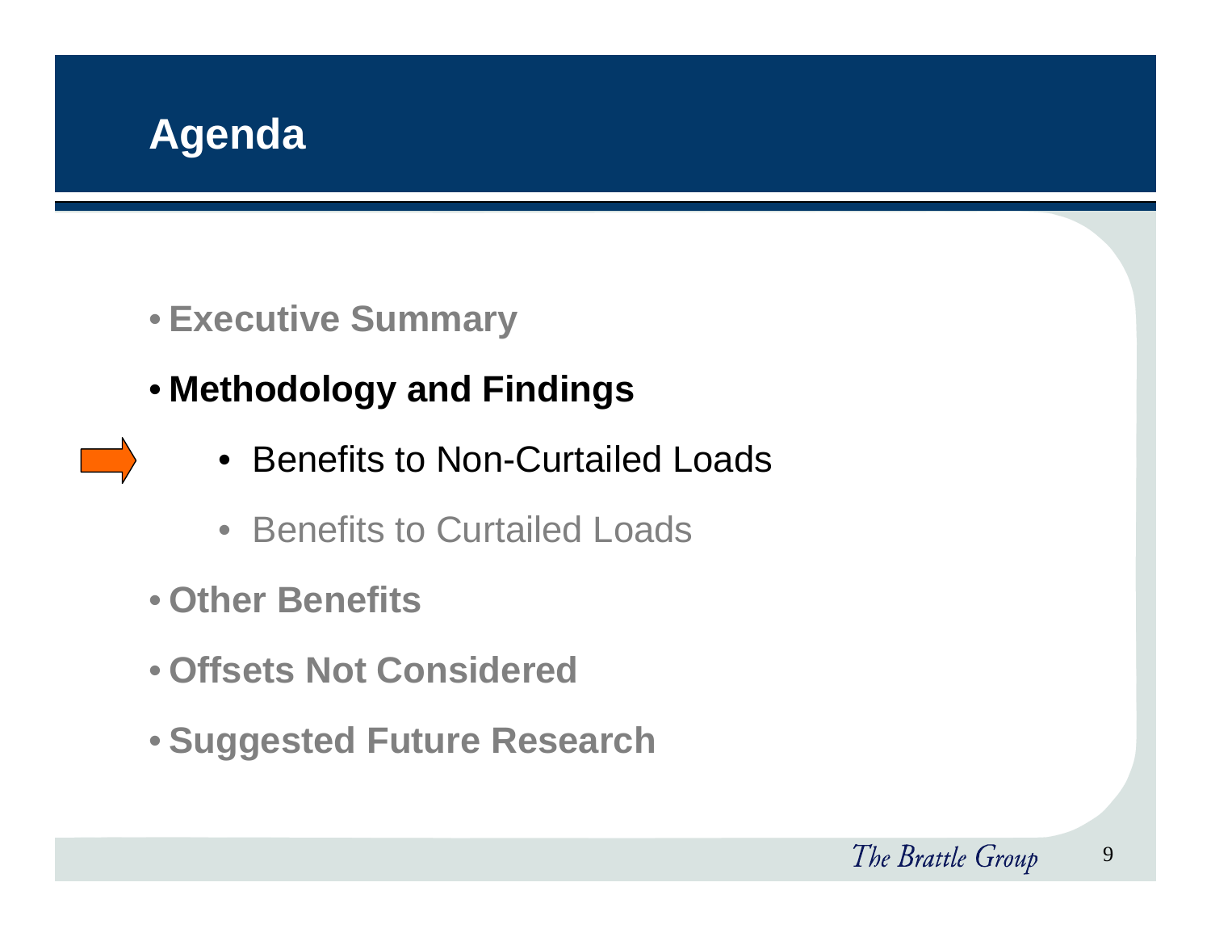# Agenda

- **Executive Summary**
- **Methodology and Findings**
  - Benefits to Non-Curtailed Loads
  - Benefits to Curtailed Loads
- **Other Benefits**
- **Offsets Not Considered**
- **Suggested Future Research**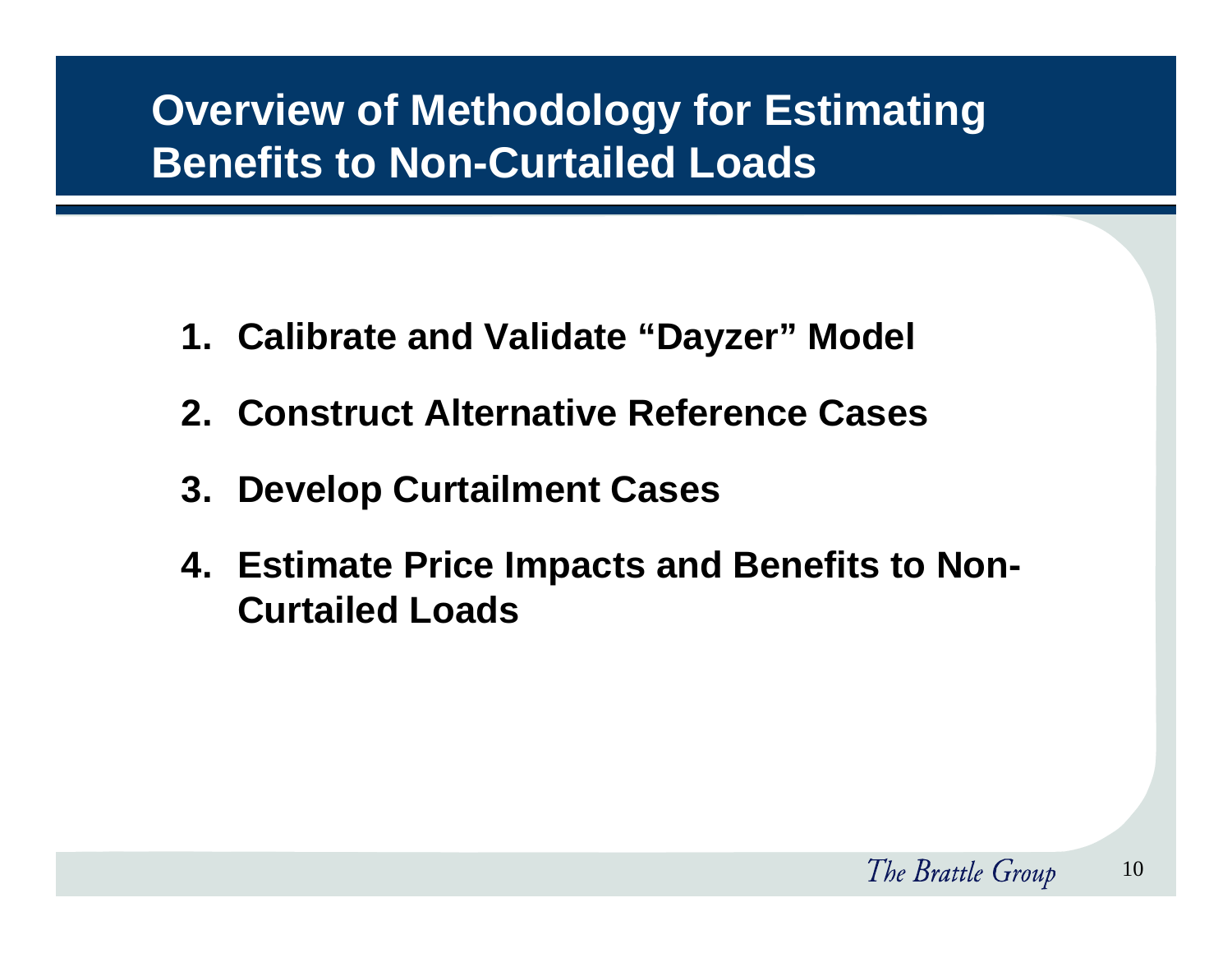# Overview of Methodology for Estimating Benefits to Non-Curtailed Loads

1. **Calibrate and Validate "Dayzer" Model**
2. **Construct Alternative Reference Cases**
3. **Develop Curtailment Cases**
4. **Estimate Price Impacts and Benefits to Non-Curtailed Loads**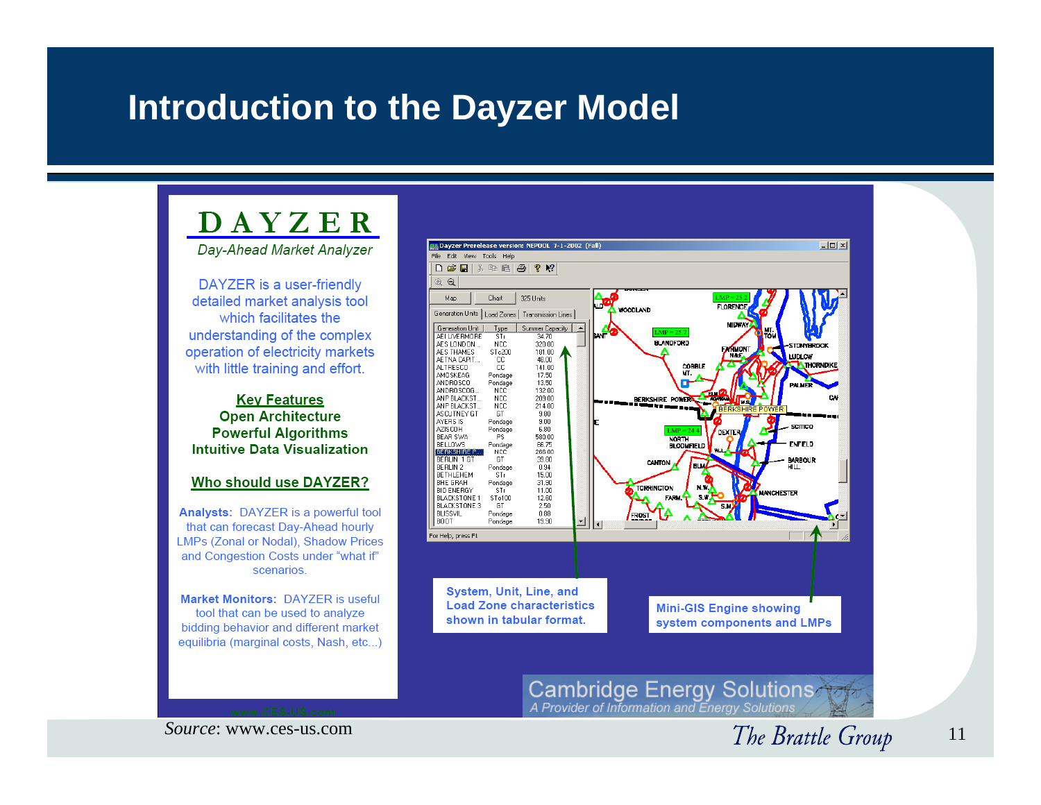# Introduction to the Dayzer Model

**DAYZER**

*Day-Ahead Market Analyzer*

DAYZER is a user-friendly detailed market analysis tool which facilitates the understanding of the complex operation of electricity markets with little training and effort.

**Key Features**

**Open Architecture**

**Powerful Algorithms**

**Intuitive Data Visualization**

**Who should use DAYZER?**

**Analysts:** DAYZER is a powerful tool that can forecast Day-Ahead hourly LMPs (Zonal or Nodal), Shadow Prices and Congestion Costs under "what if" scenarios.

**Market Monitors:** DAYZER is useful tool that can be used to analyze bidding behavior and different market equilibria (marginal costs, Nash, etc...)

www.CES-US.com

System, Unit, Line, and Load Zone characteristics shown in tabular format.

Mini-GIS Engine showing system components and LMPs

Cambridge Energy Solutions

*A Provider of Information and Energy Solutions*

*Source*: www.ces-us.com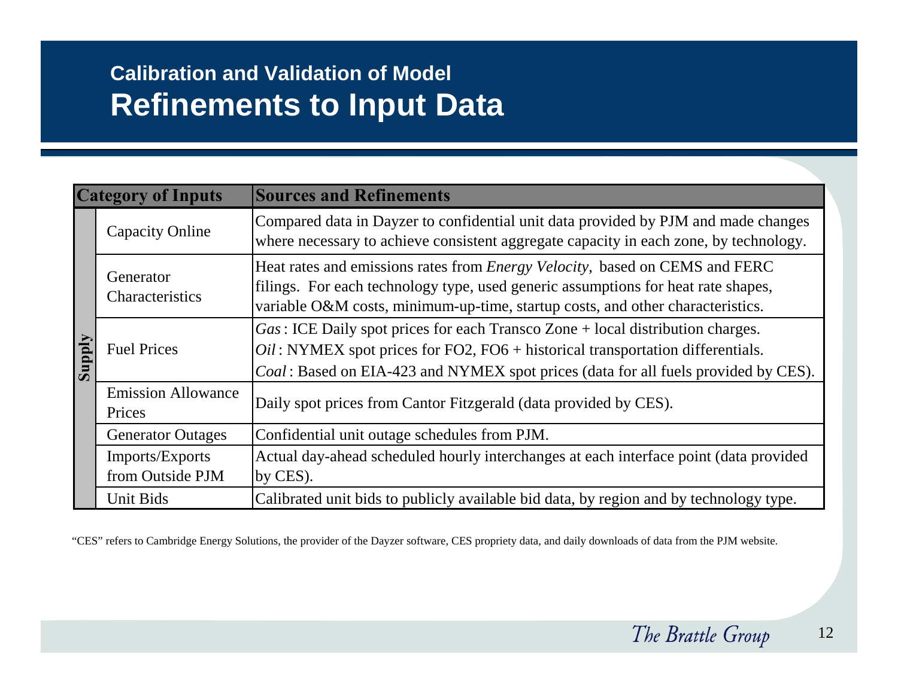## Calibration and Validation of Model

# Refinements to Input Data

| Category of Inputs | | Sources and Refinements |
|---|---|---|
| **Supply** | Capacity Online | Compared data in Dayzer to confidential unit data provided by PJM and made changes where necessary to achieve consistent aggregate capacity in each zone, by technology. |
| | Generator Characteristics | Heat rates and emissions rates from *Energy Velocity,* based on CEMS and FERC filings. For each technology type, used generic assumptions for heat rate shapes, variable O&M costs, minimum-up-time, startup costs, and other characteristics. |
| | Fuel Prices | *Gas*: ICE Daily spot prices for each Transco Zone + local distribution charges. *Oil*: NYMEX spot prices for FO2, FO6 + historical transportation differentials. *Coal*: Based on EIA-423 and NYMEX spot prices (data for all fuels provided by CES). |
| | Emission Allowance Prices | Daily spot prices from Cantor Fitzgerald (data provided by CES). |
| | Generator Outages | Confidential unit outage schedules from PJM. |
| | Imports/Exports from Outside PJM | Actual day-ahead scheduled hourly interchanges at each interface point (data provided by CES). |
| | Unit Bids | Calibrated unit bids to publicly available bid data, by region and by technology type. |

"CES" refers to Cambridge Energy Solutions, the provider of the Dayzer software, CES propriety data, and daily downloads of data from the PJM website.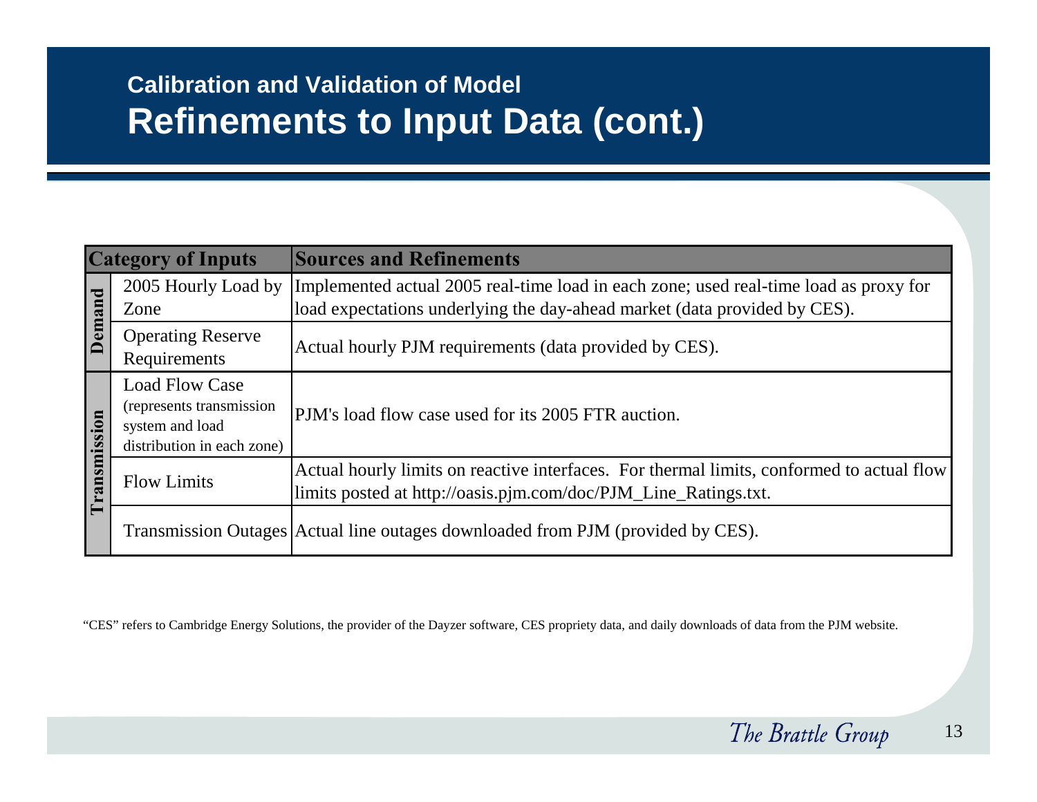## Calibration and Validation of Model

# Refinements to Input Data (cont.)

| Category of Inputs | | Sources and Refinements |
|---|---|---|
| Demand | 2005 Hourly Load by Zone | Implemented actual 2005 real-time load in each zone; used real-time load as proxy for load expectations underlying the day-ahead market (data provided by CES). |
| | Operating Reserve Requirements | Actual hourly PJM requirements (data provided by CES). |
| Transmission | Load Flow Case (represents transmission system and load distribution in each zone) | PJM's load flow case used for its 2005 FTR auction. |
| | Flow Limits | Actual hourly limits on reactive interfaces. For thermal limits, conformed to actual flow limits posted at http://oasis.pjm.com/doc/PJM_Line_Ratings.txt. |
| | Transmission Outages | Actual line outages downloaded from PJM (provided by CES). |

"CES" refers to Cambridge Energy Solutions, the provider of the Dayzer software, CES propriety data, and daily downloads of data from the PJM website.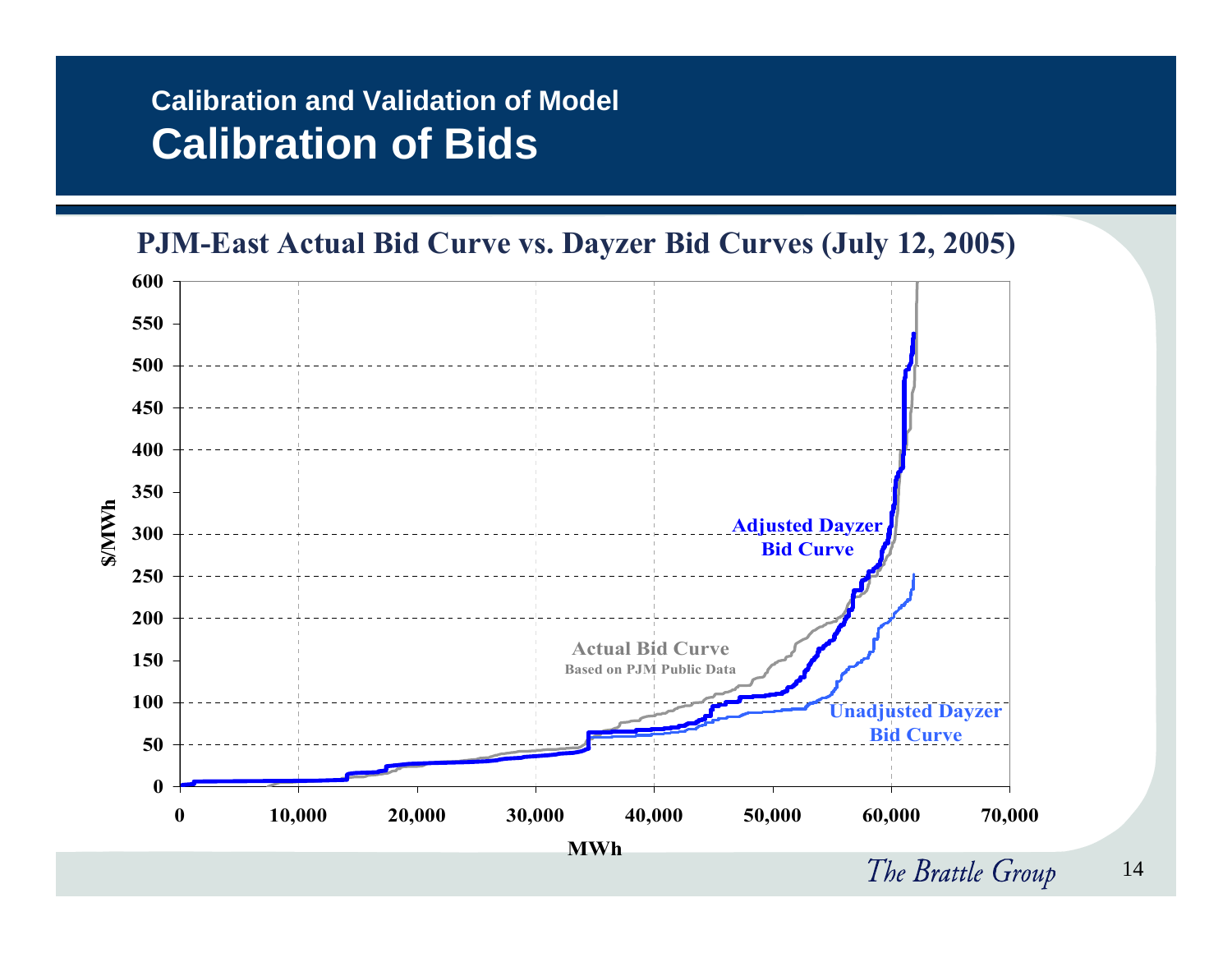## Calibration and Validation of Model

# Calibration of Bids

**PJM-East Actual Bid Curve vs. Dayzer Bid Curves (July 12, 2005)**

Y-axis: $/MWh (0 to 600)

X-axis: MWh (0 to 70,000)

- Adjusted Dayzer Bid Curve
- Actual Bid Curve (Based on PJM Public Data)
- Unadjusted Dayzer Bid Curve

*The Brattle Group*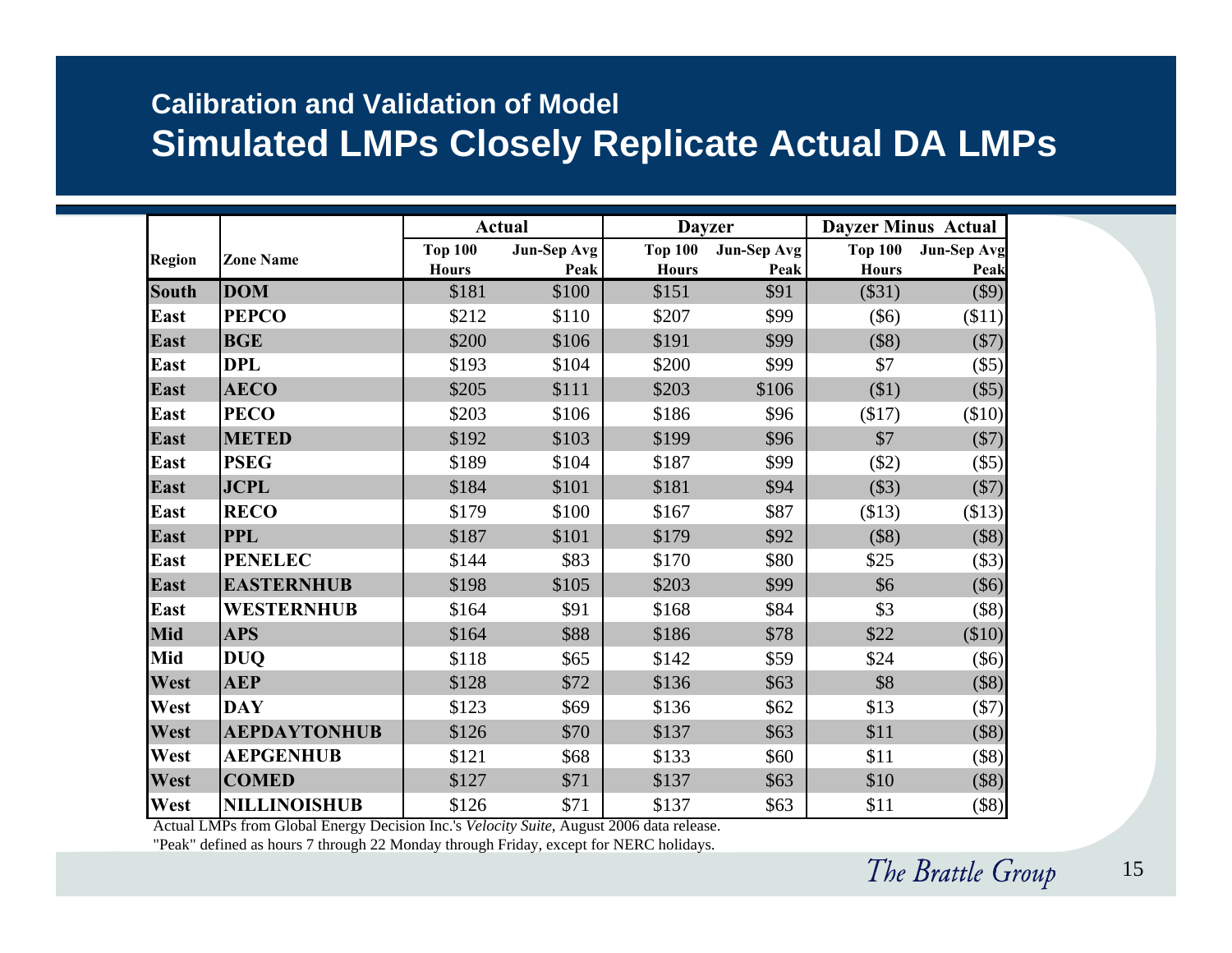## Calibration and Validation of Model

# Simulated LMPs Closely Replicate Actual DA LMPs

| Region | Zone Name | Actual | | Dayzer | | Dayzer Minus Actual | |
|---|---|---|---|---|---|---|---|
| | | Top 100 Hours | Jun-Sep Avg Peak | Top 100 Hours | Jun-Sep Avg Peak | Top 100 Hours | Jun-Sep Avg Peak |
| **South** | **DOM** | $181 | $100 | $151 | $91 | ($31) | ($9) |
| **East** | **PEPCO** | $212 | $110 | $207 | $99 | ($6) | ($11) |
| **East** | **BGE** | $200 | $106 | $191 | $99 | ($8) | ($7) |
| **East** | **DPL** | $193 | $104 | $200 | $99 | $7 | ($5) |
| **East** | **AECO** | $205 | $111 | $203 | $106 | ($1) | ($5) |
| **East** | **PECO** | $203 | $106 | $186 | $96 | ($17) | ($10) |
| **East** | **METED** | $192 | $103 | $199 | $96 | $7 | ($7) |
| **East** | **PSEG** | $189 | $104 | $187 | $99 | ($2) | ($5) |
| **East** | **JCPL** | $184 | $101 | $181 | $94 | ($3) | ($7) |
| **East** | **RECO** | $179 | $100 | $167 | $87 | ($13) | ($13) |
| **East** | **PPL** | $187 | $101 | $179 | $92 | ($8) | ($8) |
| **East** | **PENELEC** | $144 | $83 | $170 | $80 | $25 | ($3) |
| **East** | **EASTERNHUB** | $198 | $105 | $203 | $99 | $6 | ($6) |
| **East** | **WESTERNHUB** | $164 | $91 | $168 | $84 | $3 | ($8) |
| **Mid** | **APS** | $164 | $88 | $186 | $78 | $22 | ($10) |
| **Mid** | **DUQ** | $118 | $65 | $142 | $59 | $24 | ($6) |
| **West** | **AEP** | $128 | $72 | $136 | $63 | $8 | ($8) |
| **West** | **DAY** | $123 | $69 | $136 | $62 | $13 | ($7) |
| **West** | **AEPDAYTONHUB** | $126 | $70 | $137 | $63 | $11 | ($8) |
| **West** | **AEPGENHUB** | $121 | $68 | $133 | $60 | $11 | ($8) |
| **West** | **COMED** | $127 | $71 | $137 | $63 | $10 | ($8) |
| **West** | **NILLINOISHUB** | $126 | $71 | $137 | $63 | $11 | ($8) |

Actual LMPs from Global Energy Decision Inc.'s *Velocity Suite*, August 2006 data release.

"Peak" defined as hours 7 through 22 Monday through Friday, except for NERC holidays.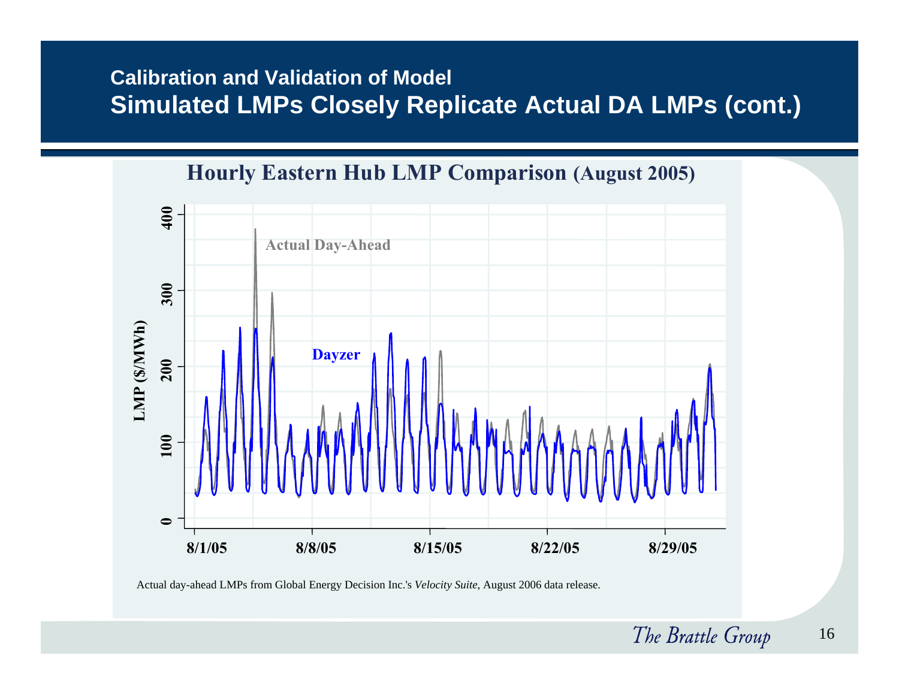## Calibration and Validation of Model

# Simulated LMPs Closely Replicate Actual DA LMPs (cont.)

### Hourly Eastern Hub LMP Comparison (August 2005)

Actual Day-Ahead

Dayzer

LMP ($/MWh)

0, 100, 200, 300, 400

8/1/05, 8/8/05, 8/15/05, 8/22/05, 8/29/05

Actual day-ahead LMPs from Global Energy Decision Inc.'s *Velocity Suite*, August 2006 data release.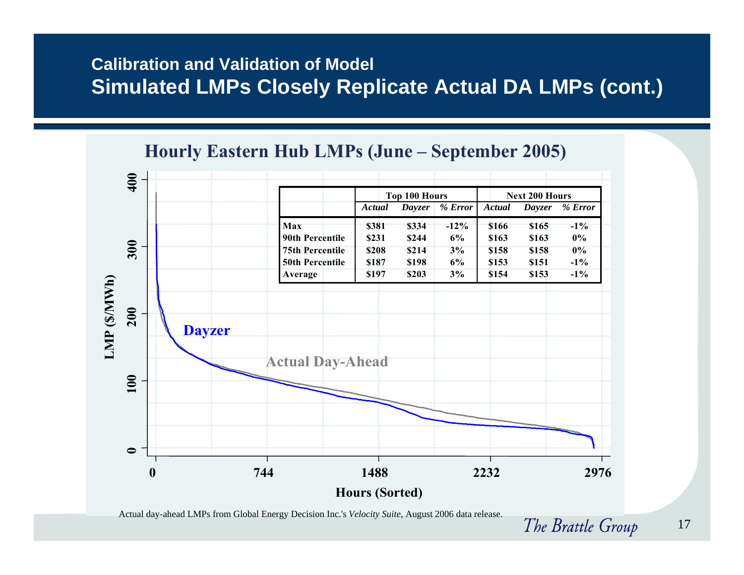## Calibration and Validation of Model

# Simulated LMPs Closely Replicate Actual DA LMPs (cont.)

### Hourly Eastern Hub LMPs (June – September 2005)

| | Top 100 Hours | | | Next 200 Hours | | |
|---|---|---|---|---|---|---|
| | *Actual* | *Dayzer* | *% Error* | *Actual* | *Dayzer* | *% Error* |
| **Max** | **$381** | **$334** | **-12%** | **$166** | **$165** | **-1%** |
| **90th Percentile** | **$231** | **$244** | **6%** | **$163** | **$163** | **0%** |
| **75th Percentile** | **$208** | **$214** | **3%** | **$158** | **$158** | **0%** |
| **50th Percentile** | **$187** | **$198** | **6%** | **$153** | **$151** | **-1%** |
| **Average** | **$197** | **$203** | **3%** | **$154** | **$153** | **-1%** |

Actual day-ahead LMPs from Global Energy Decision Inc.'s *Velocity Suite*, August 2006 data release.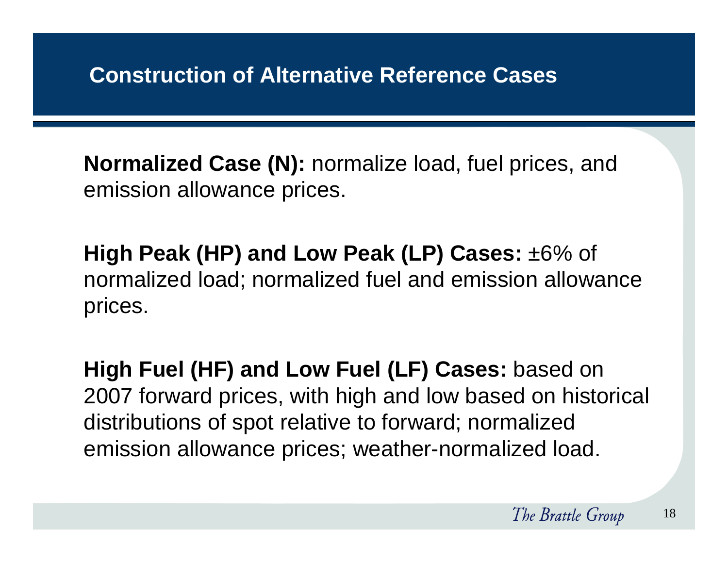# Construction of Alternative Reference Cases

**Normalized Case (N):** normalize load, fuel prices, and emission allowance prices.

**High Peak (HP) and Low Peak (LP) Cases:** ±6% of normalized load; normalized fuel and emission allowance prices.

**High Fuel (HF) and Low Fuel (LF) Cases:** based on 2007 forward prices, with high and low based on historical distributions of spot relative to forward; normalized emission allowance prices; weather-normalized load.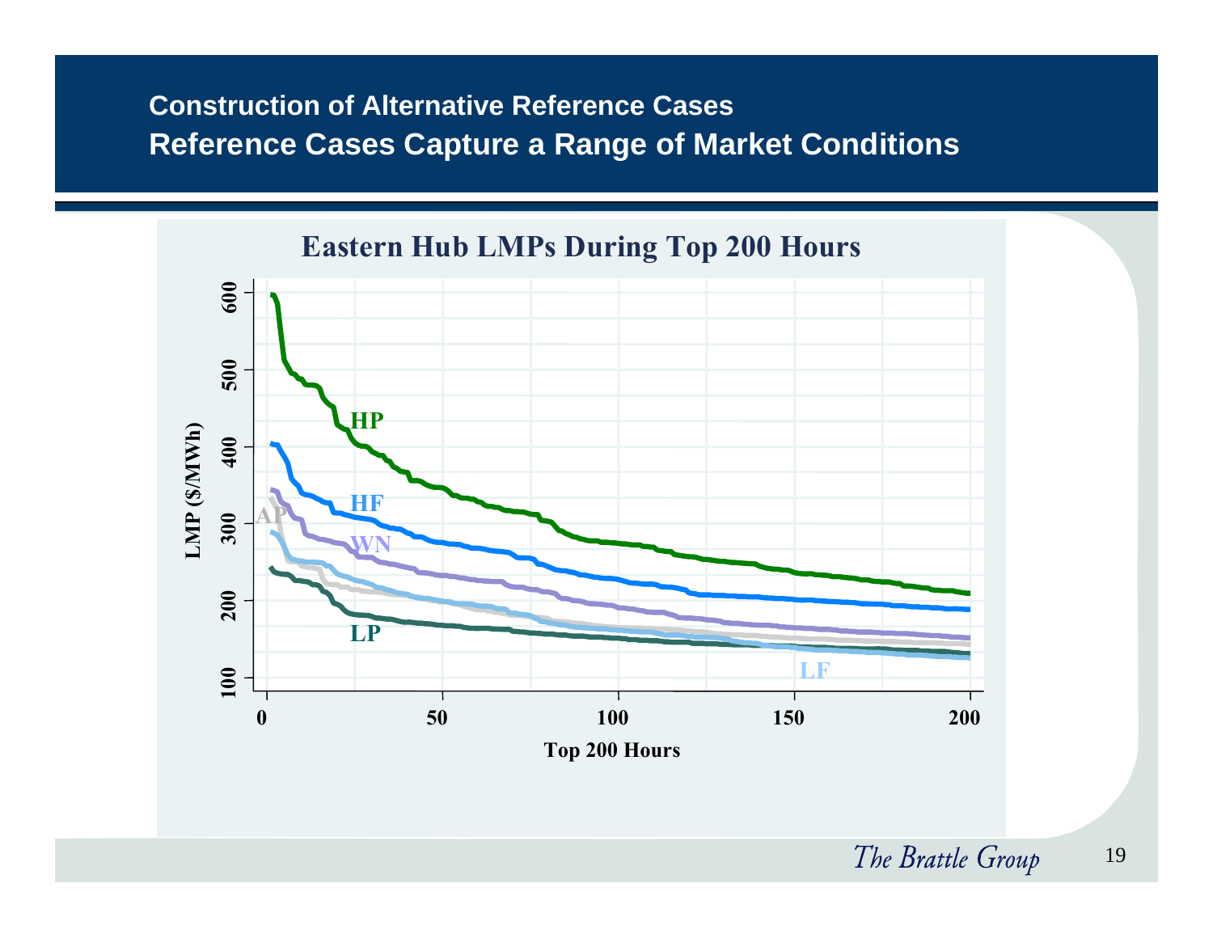## Construction of Alternative Reference Cases

## Reference Cases Capture a Range of Market Conditions

**Eastern Hub LMPs During Top 200 Hours**

LMP ($/MWh)

HP

HF

AP

WN

LP

LF

Top 200 Hours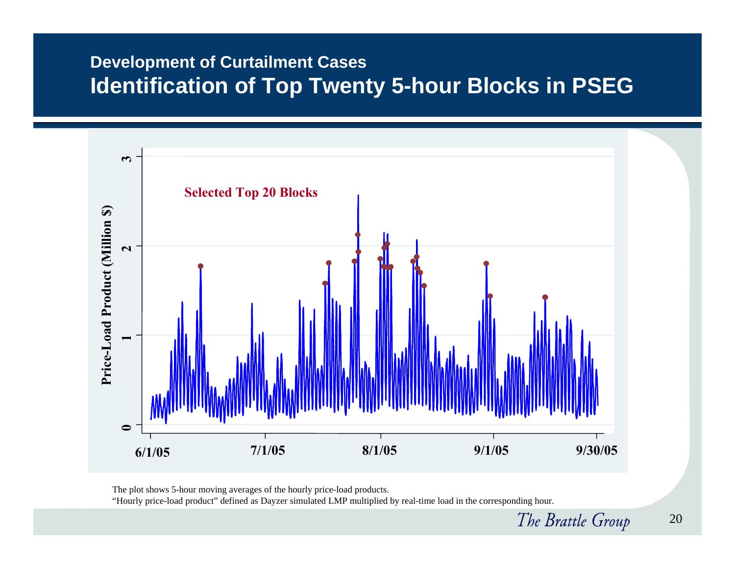## Development of Curtailment Cases

# Identification of Top Twenty 5-hour Blocks in PSEG

Selected Top 20 Blocks

Price-Load Product (Million $)

0, 1, 2, 3

6/1/05, 7/1/05, 8/1/05, 9/1/05, 9/30/05

The plot shows 5-hour moving averages of the hourly price-load products.

"Hourly price-load product" defined as Dayzer simulated LMP multiplied by real-time load in the corresponding hour.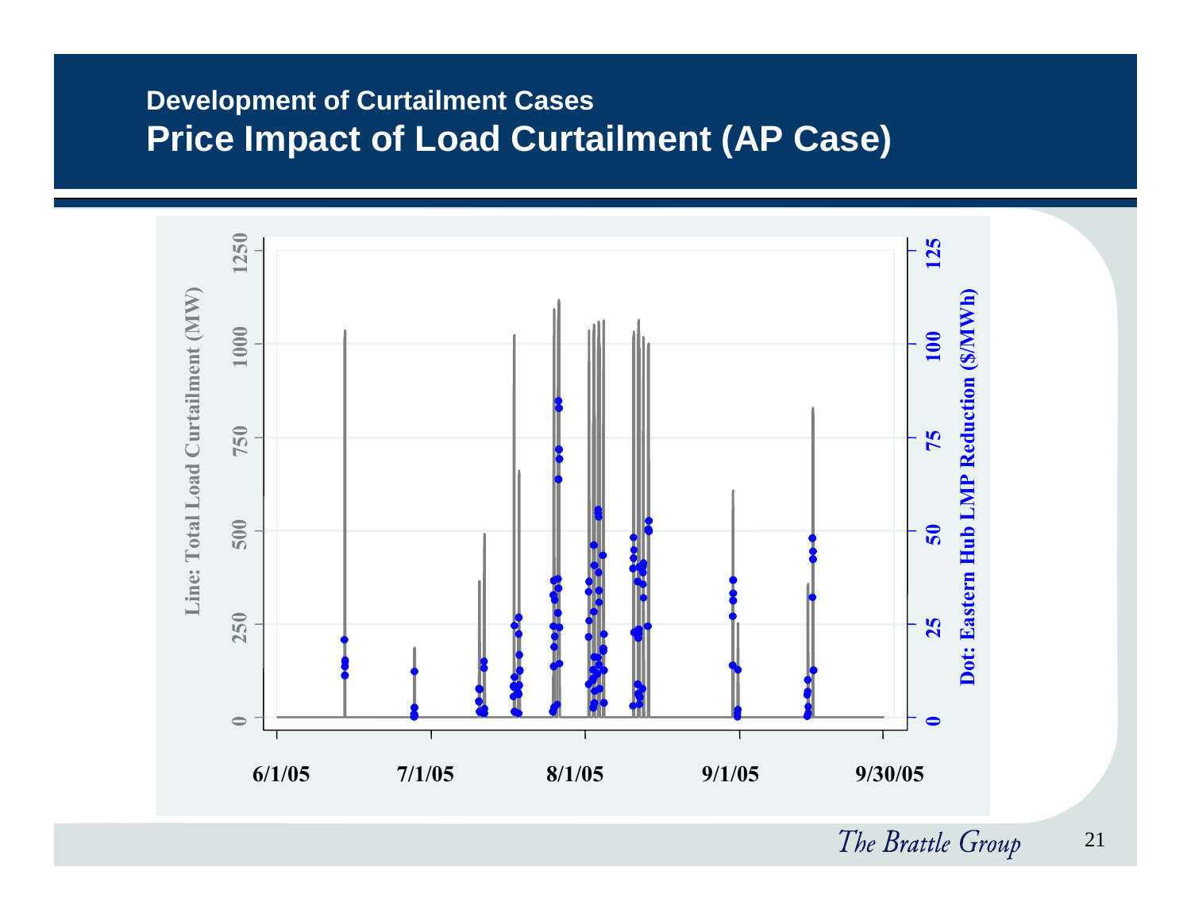## Development of Curtailment Cases

# Price Impact of Load Curtailment (AP Case)

Line: Total Load Curtailment (MW)

Dot: Eastern Hub LMP Reduction ($/MWh)

0, 250, 500, 750, 1000, 1250

0, 25, 50, 75, 100, 125

6/1/05, 7/1/05, 8/1/05, 9/1/05, 9/30/05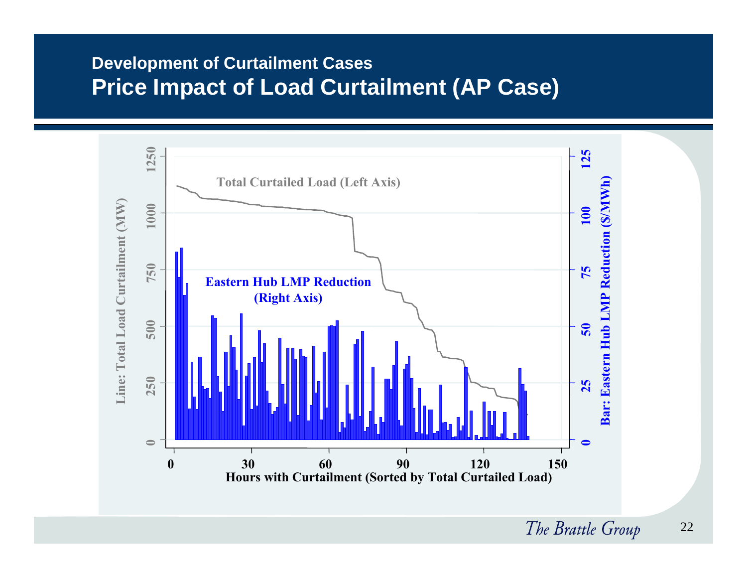## Development of Curtailment Cases

# Price Impact of Load Curtailment (AP Case)

Total Curtailed Load (Left Axis)

Eastern Hub LMP Reduction (Right Axis)

Line: Total Load Curtailment (MW)

Bar: Eastern Hub LMP Reduction ($/MWh)

Hours with Curtailment (Sorted by Total Curtailed Load)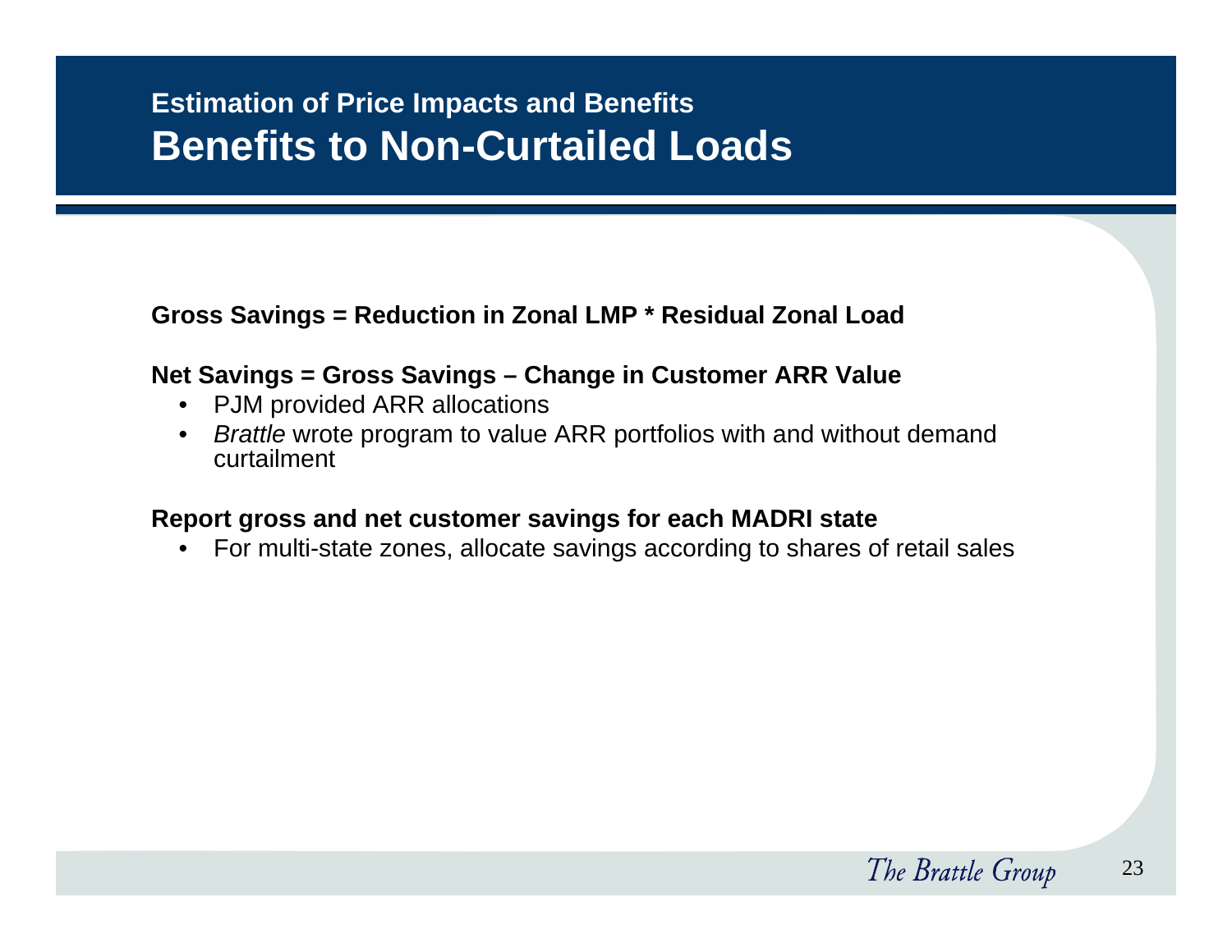## Estimation of Price Impacts and Benefits

# Benefits to Non-Curtailed Loads

**Gross Savings = Reduction in Zonal LMP * Residual Zonal Load**

**Net Savings = Gross Savings – Change in Customer ARR Value**

- PJM provided ARR allocations
- *Brattle* wrote program to value ARR portfolios with and without demand curtailment

**Report gross and net customer savings for each MADRI state**

- For multi-state zones, allocate savings according to shares of retail sales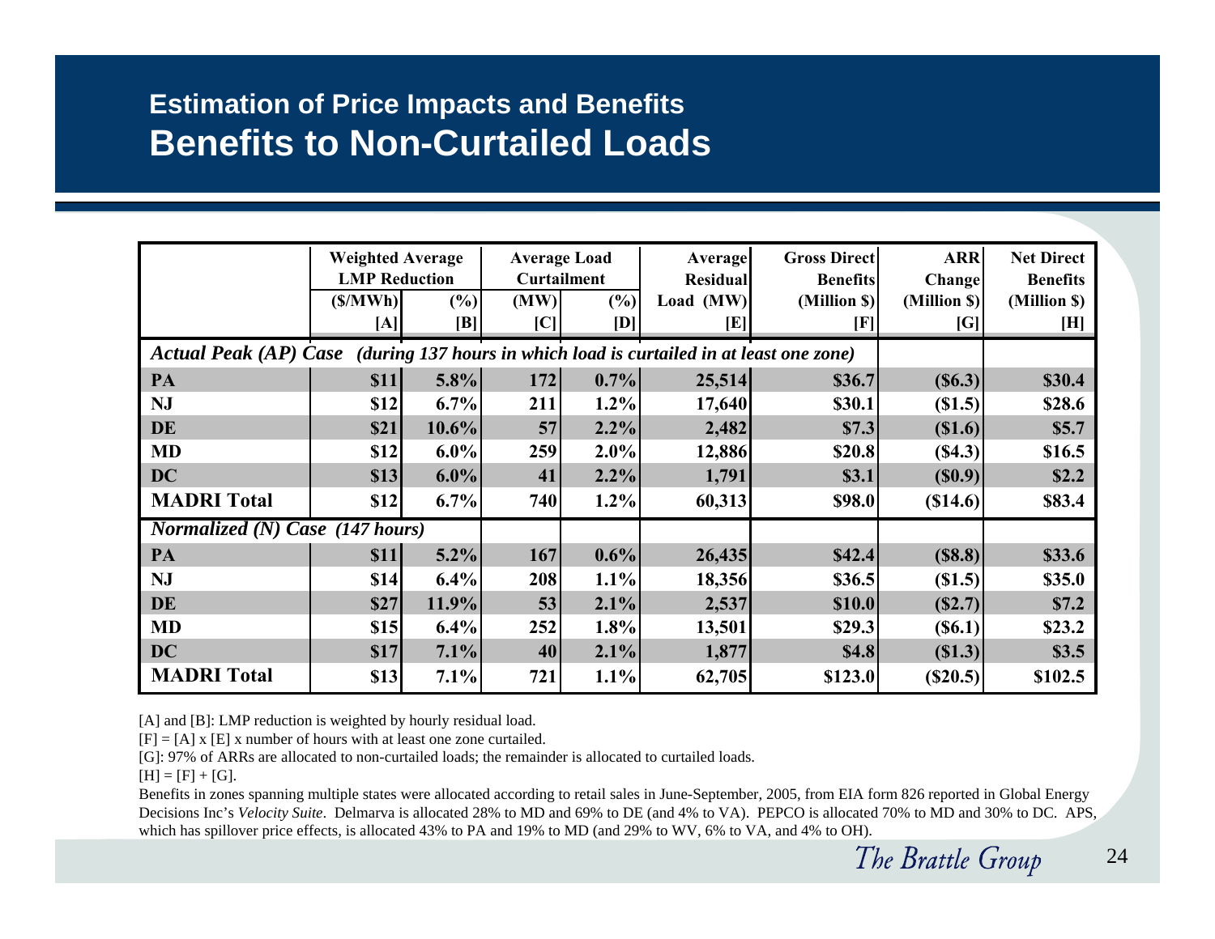## Estimation of Price Impacts and Benefits

# Benefits to Non-Curtailed Loads

| | Weighted Average LMP Reduction | | Average Load Curtailment | | Average Residual | Gross Direct Benefits | ARR Change | Net Direct Benefits |
|---|---|---|---|---|---|---|---|---|
| | ($/MWh) | (%) | (MW) | (%) | Load (MW) | (Million $) | (Million $) | (Million $) |
| | [A] | [B] | [C] | [D] | [E] | [F] | [G] | [H] |
| ***Actual Peak (AP) Case*** ***(during 137 hours in which load is curtailed in at least one zone)*** | | | | | | | | |
| **PA** | **$11** | **5.8%** | **172** | **0.7%** | **25,514** | **$36.7** | **($6.3)** | **$30.4** |
| **NJ** | **$12** | **6.7%** | **211** | **1.2%** | **17,640** | **$30.1** | **($1.5)** | **$28.6** |
| **DE** | **$21** | **10.6%** | **57** | **2.2%** | **2,482** | **$7.3** | **($1.6)** | **$5.7** |
| **MD** | **$12** | **6.0%** | **259** | **2.0%** | **12,886** | **$20.8** | **($4.3)** | **$16.5** |
| **DC** | **$13** | **6.0%** | **41** | **2.2%** | **1,791** | **$3.1** | **($0.9)** | **$2.2** |
| **MADRI Total** | **$12** | **6.7%** | **740** | **1.2%** | **60,313** | **$98.0** | **($14.6)** | **$83.4** |
| ***Normalized (N) Case (147 hours)*** | | | | | | | | |
| **PA** | **$11** | **5.2%** | **167** | **0.6%** | **26,435** | **$42.4** | **($8.8)** | **$33.6** |
| **NJ** | **$14** | **6.4%** | **208** | **1.1%** | **18,356** | **$36.5** | **($1.5)** | **$35.0** |
| **DE** | **$27** | **11.9%** | **53** | **2.1%** | **2,537** | **$10.0** | **($2.7)** | **$7.2** |
| **MD** | **$15** | **6.4%** | **252** | **1.8%** | **13,501** | **$29.3** | **($6.1)** | **$23.2** |
| **DC** | **$17** | **7.1%** | **40** | **2.1%** | **1,877** | **$4.8** | **($1.3)** | **$3.5** |
| **MADRI Total** | **$13** | **7.1%** | **721** | **1.1%** | **62,705** | **$123.0** | **($20.5)** | **$102.5** |

[A] and [B]: LMP reduction is weighted by hourly residual load.

[F] = [A] x [E] x number of hours with at least one zone curtailed.

[G]: 97% of ARRs are allocated to non-curtailed loads; the remainder is allocated to curtailed loads.

[H] = [F] + [G].

Benefits in zones spanning multiple states were allocated according to retail sales in June-September, 2005, from EIA form 826 reported in Global Energy Decisions Inc's *Velocity Suite*. Delmarva is allocated 28% to MD and 69% to DE (and 4% to VA). PEPCO is allocated 70% to MD and 30% to DC. APS, which has spillover price effects, is allocated 43% to PA and 19% to MD (and 29% to WV, 6% to VA, and 4% to OH).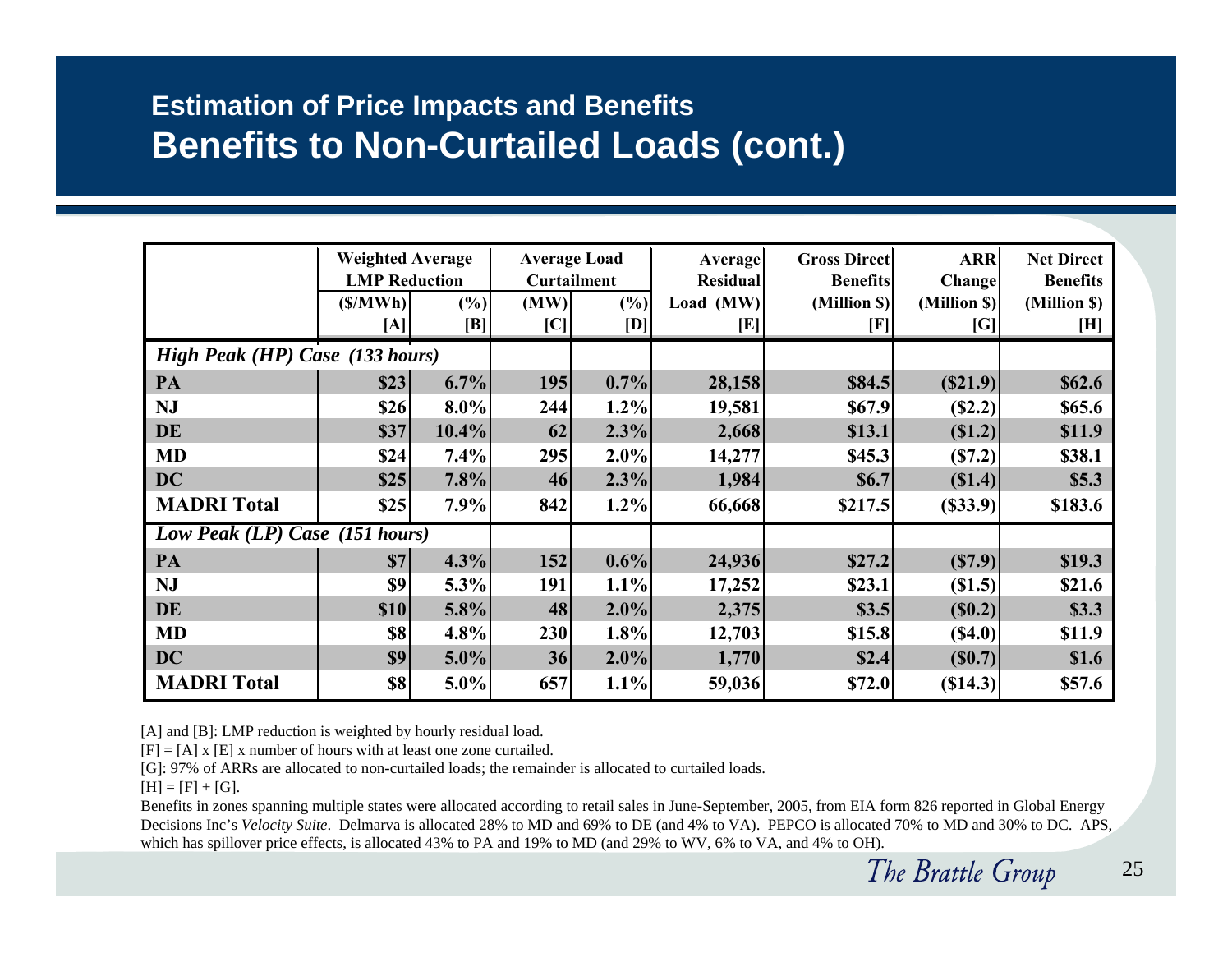## Estimation of Price Impacts and Benefits

# Benefits to Non-Curtailed Loads (cont.)

| | Weighted Average LMP Reduction | | Average Load Curtailment | | Average Residual | Gross Direct Benefits | ARR Change | Net Direct Benefits |
|---|---|---|---|---|---|---|---|---|
| | ($/MWh) | (%) | (MW) | (%) | Load (MW) | (Million $) | (Million $) | (Million $) |
| | [A] | [B] | [C] | [D] | [E] | [F] | [G] | [H] |
| ***High Peak (HP) Case (133 hours)*** | | | | | | | | |
| **PA** | **$23** | **6.7%** | **195** | **0.7%** | **28,158** | **$84.5** | **($21.9)** | **$62.6** |
| **NJ** | **$26** | **8.0%** | **244** | **1.2%** | **19,581** | **$67.9** | **($2.2)** | **$65.6** |
| **DE** | **$37** | **10.4%** | **62** | **2.3%** | **2,668** | **$13.1** | **($1.2)** | **$11.9** |
| **MD** | **$24** | **7.4%** | **295** | **2.0%** | **14,277** | **$45.3** | **($7.2)** | **$38.1** |
| **DC** | **$25** | **7.8%** | **46** | **2.3%** | **1,984** | **$6.7** | **($1.4)** | **$5.3** |
| **MADRI Total** | **$25** | **7.9%** | **842** | **1.2%** | **66,668** | **$217.5** | **($33.9)** | **$183.6** |
| ***Low Peak (LP) Case (151 hours)*** | | | | | | | | |
| **PA** | **$7** | **4.3%** | **152** | **0.6%** | **24,936** | **$27.2** | **($7.9)** | **$19.3** |
| **NJ** | **$9** | **5.3%** | **191** | **1.1%** | **17,252** | **$23.1** | **($1.5)** | **$21.6** |
| **DE** | **$10** | **5.8%** | **48** | **2.0%** | **2,375** | **$3.5** | **($0.2)** | **$3.3** |
| **MD** | **$8** | **4.8%** | **230** | **1.8%** | **12,703** | **$15.8** | **($4.0)** | **$11.9** |
| **DC** | **$9** | **5.0%** | **36** | **2.0%** | **1,770** | **$2.4** | **($0.7)** | **$1.6** |
| **MADRI Total** | **$8** | **5.0%** | **657** | **1.1%** | **59,036** | **$72.0** | **($14.3)** | **$57.6** |

[A] and [B]: LMP reduction is weighted by hourly residual load.

[F] = [A] x [E] x number of hours with at least one zone curtailed.

[G]: 97% of ARRs are allocated to non-curtailed loads; the remainder is allocated to curtailed loads.

[H] = [F] + [G].

Benefits in zones spanning multiple states were allocated according to retail sales in June-September, 2005, from EIA form 826 reported in Global Energy Decisions Inc's *Velocity Suite*. Delmarva is allocated 28% to MD and 69% to DE (and 4% to VA). PEPCO is allocated 70% to MD and 30% to DC. APS, which has spillover price effects, is allocated 43% to PA and 19% to MD (and 29% to WV, 6% to VA, and 4% to OH).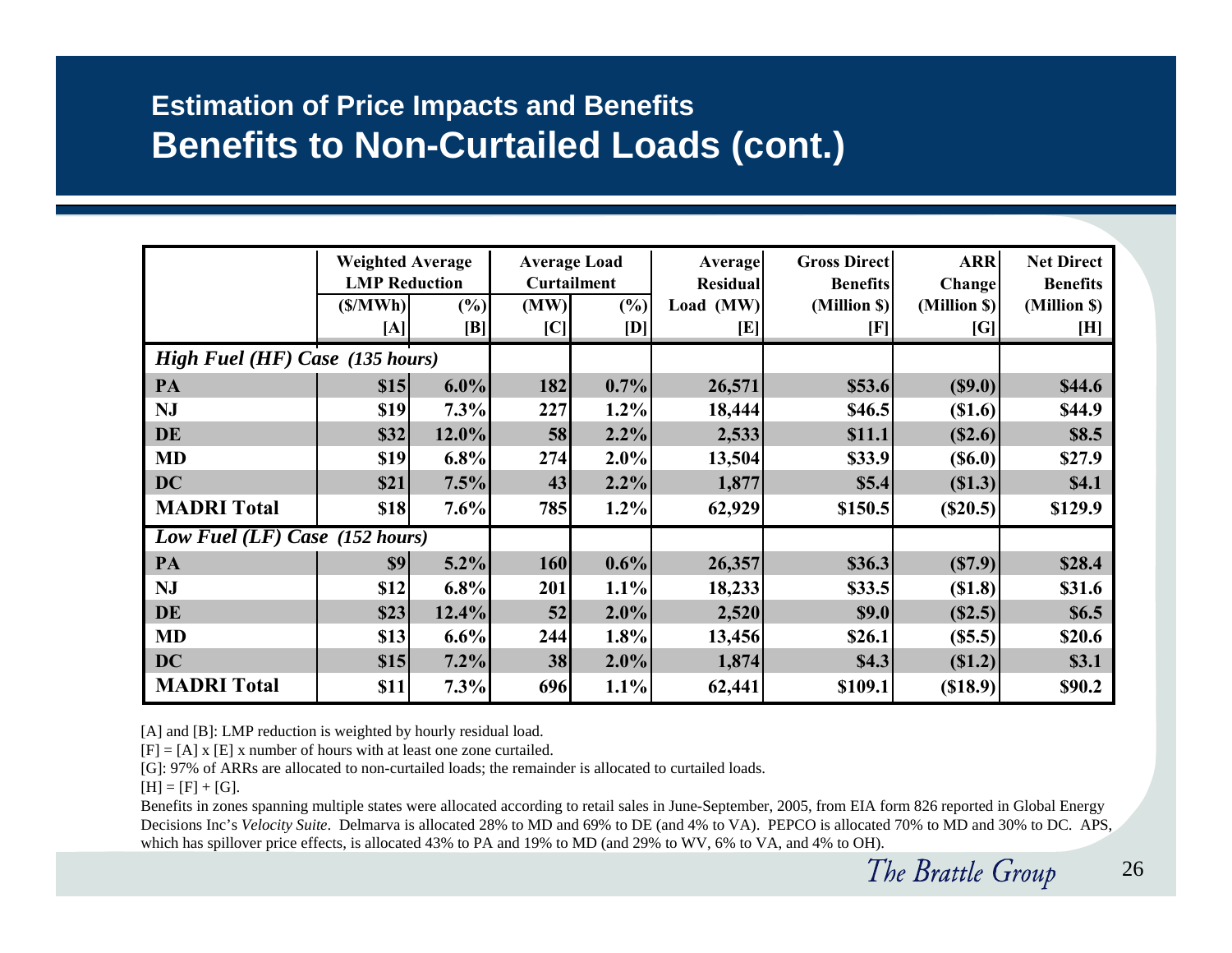## Estimation of Price Impacts and Benefits

# Benefits to Non-Curtailed Loads (cont.)

| | Weighted Average LMP Reduction | | Average Load Curtailment | | Average Residual Load (MW) | Gross Direct Benefits (Million $) | ARR Change (Million $) | Net Direct Benefits (Million $) |
|---|---|---|---|---|---|---|---|---|
| | ($/MWh) | (%) | (MW) | (%) | | | | |
| | [A] | [B] | [C] | [D] | [E] | [F] | [G] | [H] |
| ***High Fuel (HF) Case (135 hours)*** | | | | | | | | |
| **PA** | **$15** | **6.0%** | **182** | **0.7%** | **26,571** | **$53.6** | **($9.0)** | **$44.6** |
| **NJ** | **$19** | **7.3%** | **227** | **1.2%** | **18,444** | **$46.5** | **($1.6)** | **$44.9** |
| **DE** | **$32** | **12.0%** | **58** | **2.2%** | **2,533** | **$11.1** | **($2.6)** | **$8.5** |
| **MD** | **$19** | **6.8%** | **274** | **2.0%** | **13,504** | **$33.9** | **($6.0)** | **$27.9** |
| **DC** | **$21** | **7.5%** | **43** | **2.2%** | **1,877** | **$5.4** | **($1.3)** | **$4.1** |
| **MADRI Total** | **$18** | **7.6%** | **785** | **1.2%** | **62,929** | **$150.5** | **($20.5)** | **$129.9** |
| ***Low Fuel (LF) Case (152 hours)*** | | | | | | | | |
| **PA** | **$9** | **5.2%** | **160** | **0.6%** | **26,357** | **$36.3** | **($7.9)** | **$28.4** |
| **NJ** | **$12** | **6.8%** | **201** | **1.1%** | **18,233** | **$33.5** | **($1.8)** | **$31.6** |
| **DE** | **$23** | **12.4%** | **52** | **2.0%** | **2,520** | **$9.0** | **($2.5)** | **$6.5** |
| **MD** | **$13** | **6.6%** | **244** | **1.8%** | **13,456** | **$26.1** | **($5.5)** | **$20.6** |
| **DC** | **$15** | **7.2%** | **38** | **2.0%** | **1,874** | **$4.3** | **($1.2)** | **$3.1** |
| **MADRI Total** | **$11** | **7.3%** | **696** | **1.1%** | **62,441** | **$109.1** | **($18.9)** | **$90.2** |

[A] and [B]: LMP reduction is weighted by hourly residual load.

[F] = [A] x [E] x number of hours with at least one zone curtailed.

[G]: 97% of ARRs are allocated to non-curtailed loads; the remainder is allocated to curtailed loads.

[H] = [F] + [G].

Benefits in zones spanning multiple states were allocated according to retail sales in June-September, 2005, from EIA form 826 reported in Global Energy Decisions Inc's *Velocity Suite*. Delmarva is allocated 28% to MD and 69% to DE (and 4% to VA). PEPCO is allocated 70% to MD and 30% to DC. APS, which has spillover price effects, is allocated 43% to PA and 19% to MD (and 29% to WV, 6% to VA, and 4% to OH).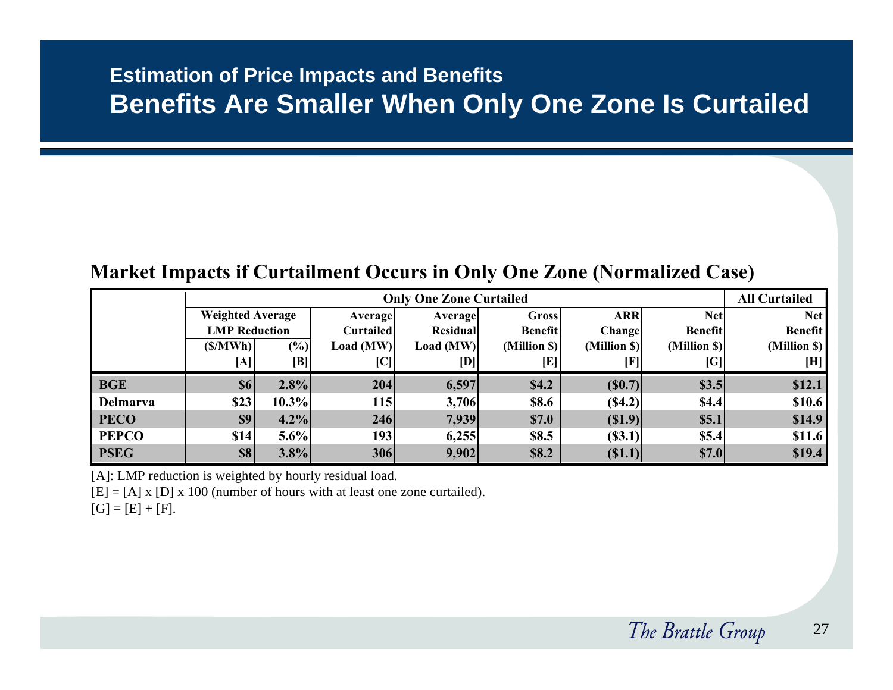## Estimation of Price Impacts and Benefits

# Benefits Are Smaller When Only One Zone Is Curtailed

### Market Impacts if Curtailment Occurs in Only One Zone (Normalized Case)

| | Only One Zone Curtailed | | | | | | | All Curtailed |
|---|---|---|---|---|---|---|---|---|
| | Weighted Average LMP Reduction | | Average Curtailed Load (MW) | Average Residual Load (MW) | Gross Benefit (Million $) | ARR Change (Million $) | Net Benefit (Million $) | Net Benefit (Million $) |
| | ($/MWh) [A] | (%) [B] | [C] | [D] | [E] | [F] | [G] | [H] |
| **BGE** | $6 | 2.8% | 204 | 6,597 | $4.2 | ($0.7) | $3.5 | $12.1 |
| **Delmarva** | $23 | 10.3% | 115 | 3,706 | $8.6 | ($4.2) | $4.4 | $10.6 |
| **PECO** | $9 | 4.2% | 246 | 7,939 | $7.0 | ($1.9) | $5.1 | $14.9 |
| **PEPCO** | $14 | 5.6% | 193 | 6,255 | $8.5 | ($3.1) | $5.4 | $11.6 |
| **PSEG** | $8 | 3.8% | 306 | 9,902 | $8.2 | ($1.1) | $7.0 | $19.4 |

[A]: LMP reduction is weighted by hourly residual load.

[E] = [A] x [D] x 100 (number of hours with at least one zone curtailed).

[G] = [E] + [F].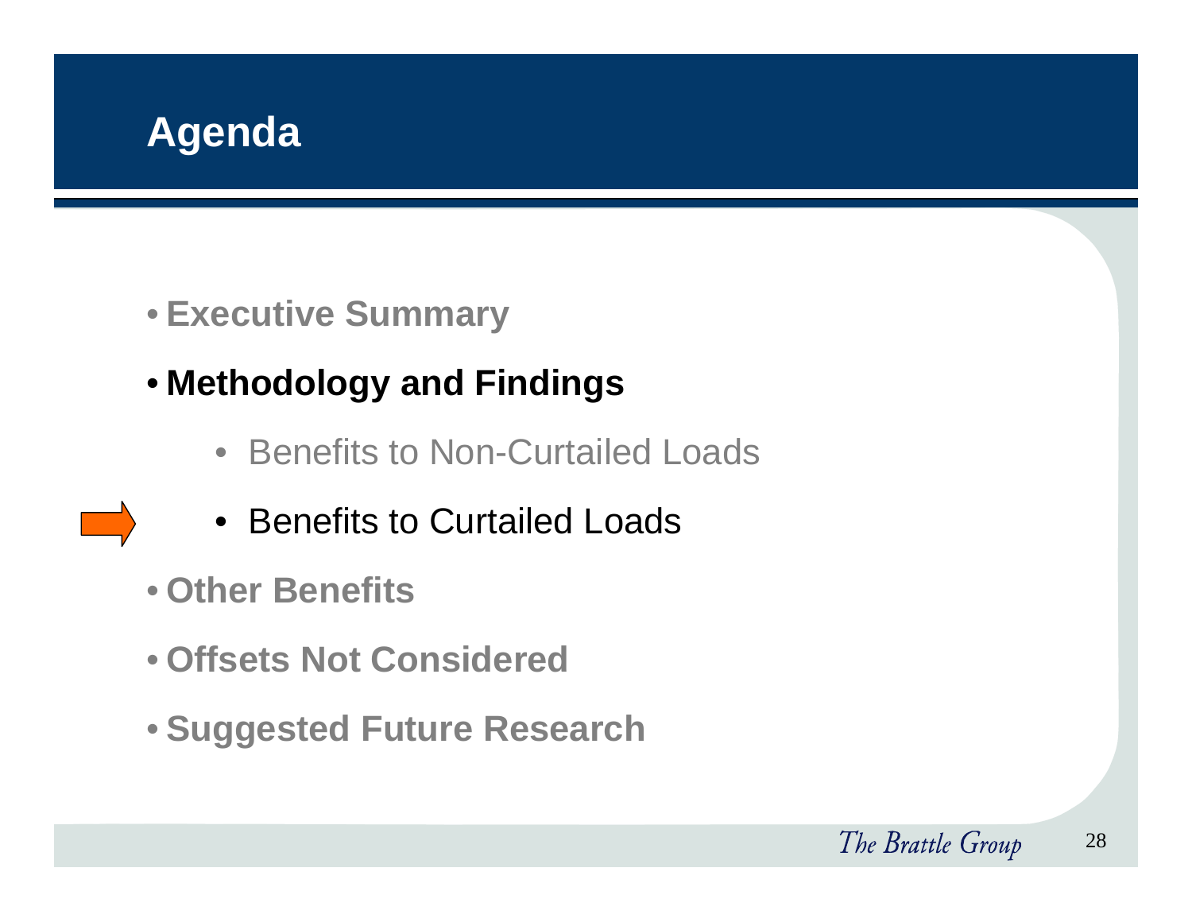# Agenda

- **Executive Summary**
- **Methodology and Findings**
  - Benefits to Non-Curtailed Loads
  - Benefits to Curtailed Loads
- **Other Benefits**
- **Offsets Not Considered**
- **Suggested Future Research**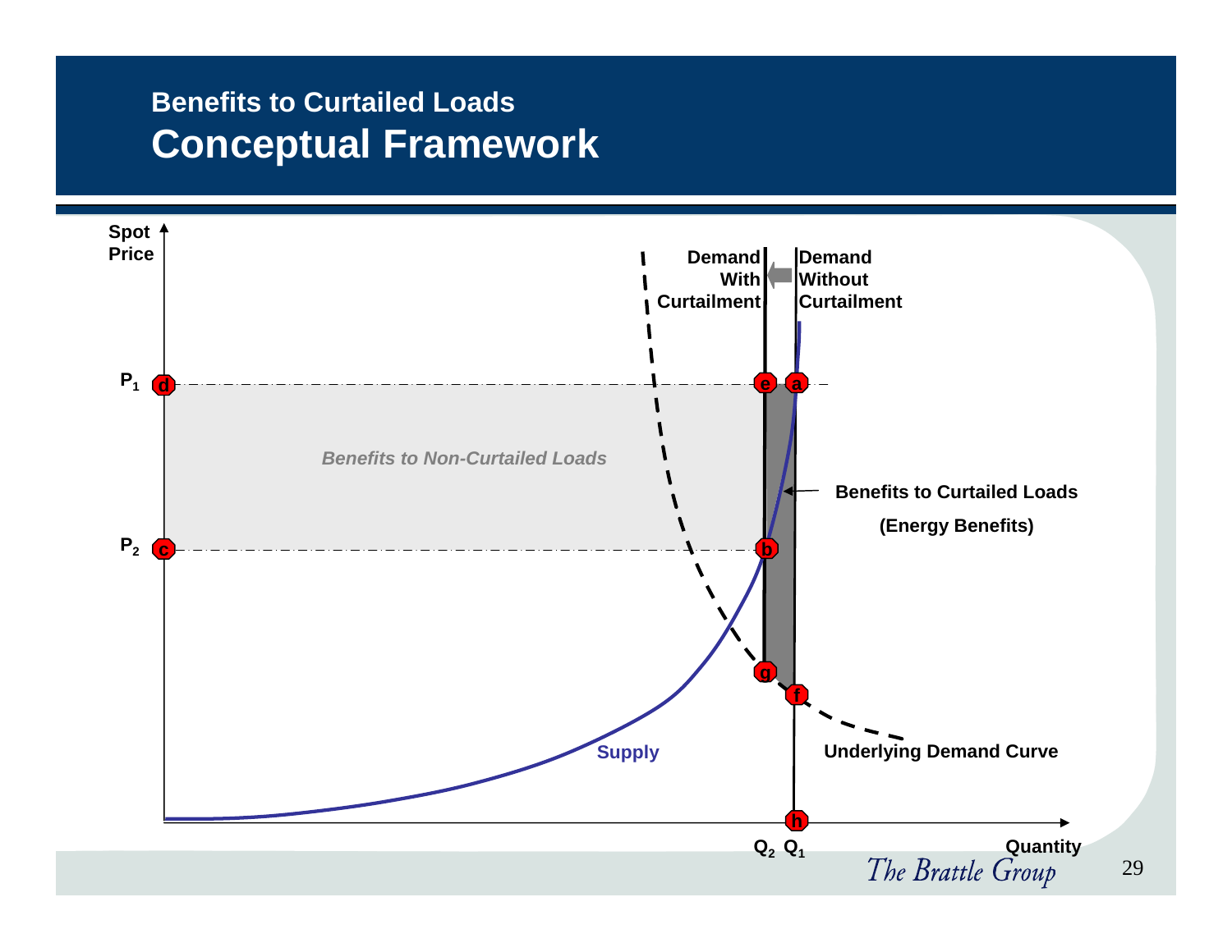## Benefits to Curtailed Loads

# Conceptual Framework

Spot Price

$P_1$ d — e — a

$P_2$ c — b

*Benefits to Non-Curtailed Loads*

Demand With Curtailment

Demand Without Curtailment

**Benefits to Curtailed Loads**

**(Energy Benefits)**

g

f

h

Supply

Underlying Demand Curve

$Q_2$ $Q_1$ Quantity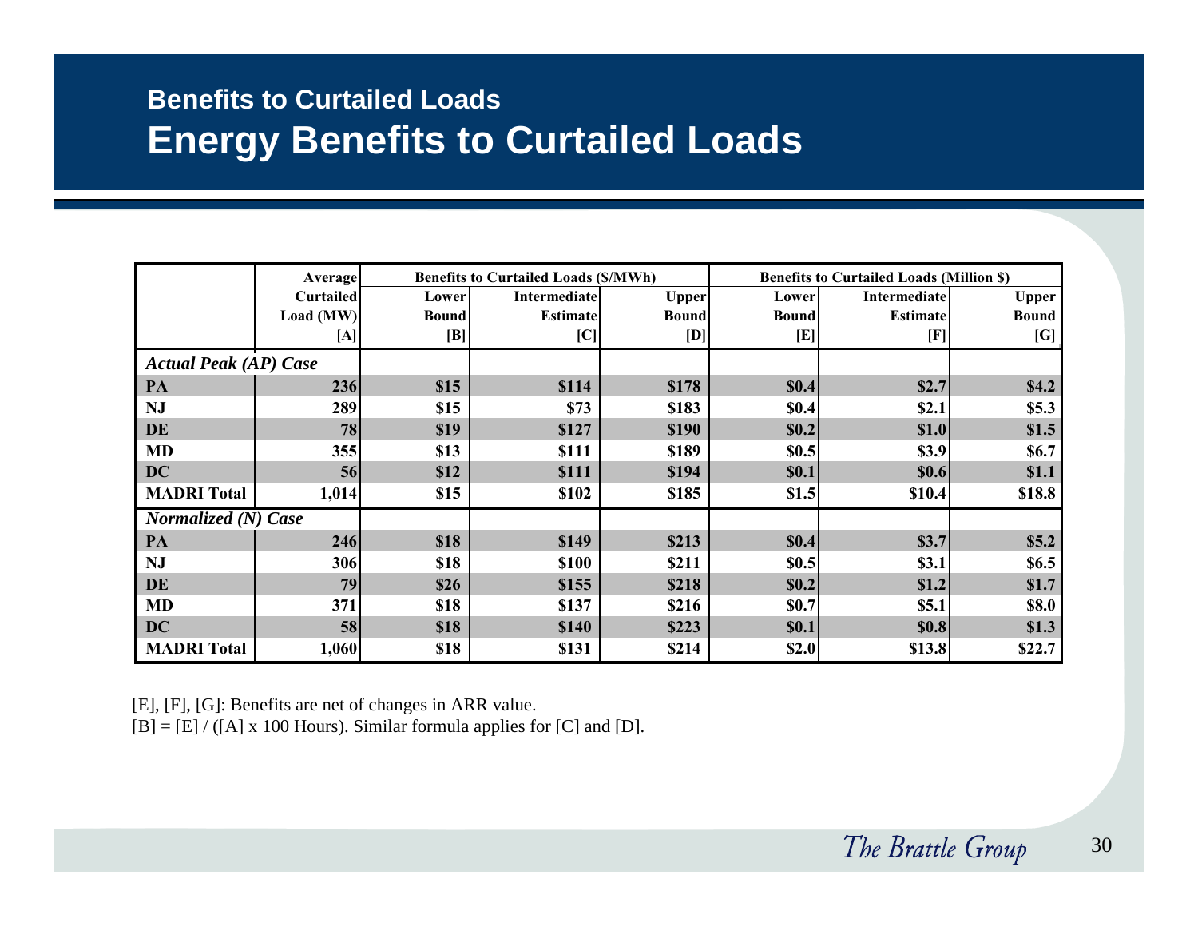## Benefits to Curtailed Loads

# Energy Benefits to Curtailed Loads

| | Average Curtailed Load (MW) [A] | Benefits to Curtailed Loads ($/MWh) | | | Benefits to Curtailed Loads (Million $) | | |
|---|---|---|---|---|---|---|---|
| | | Lower Bound [B] | Intermediate Estimate [C] | Upper Bound [D] | Lower Bound [E] | Intermediate Estimate [F] | Upper Bound [G] |
| ***Actual Peak (AP) Case*** | | | | | | | |
| **PA** | **236** | **$15** | **$114** | **$178** | **$0.4** | **$2.7** | **$4.2** |
| **NJ** | **289** | **$15** | **$73** | **$183** | **$0.4** | **$2.1** | **$5.3** |
| **DE** | **78** | **$19** | **$127** | **$190** | **$0.2** | **$1.0** | **$1.5** |
| **MD** | **355** | **$13** | **$111** | **$189** | **$0.5** | **$3.9** | **$6.7** |
| **DC** | **56** | **$12** | **$111** | **$194** | **$0.1** | **$0.6** | **$1.1** |
| **MADRI Total** | **1,014** | **$15** | **$102** | **$185** | **$1.5** | **$10.4** | **$18.8** |
| ***Normalized (N) Case*** | | | | | | | |
| **PA** | **246** | **$18** | **$149** | **$213** | **$0.4** | **$3.7** | **$5.2** |
| **NJ** | **306** | **$18** | **$100** | **$211** | **$0.5** | **$3.1** | **$6.5** |
| **DE** | **79** | **$26** | **$155** | **$218** | **$0.2** | **$1.2** | **$1.7** |
| **MD** | **371** | **$18** | **$137** | **$216** | **$0.7** | **$5.1** | **$8.0** |
| **DC** | **58** | **$18** | **$140** | **$223** | **$0.1** | **$0.8** | **$1.3** |
| **MADRI Total** | **1,060** | **$18** | **$131** | **$214** | **$2.0** | **$13.8** | **$22.7** |

[E], [F], [G]: Benefits are net of changes in ARR value.
[B] = [E] / ([A] x 100 Hours). Similar formula applies for [C] and [D].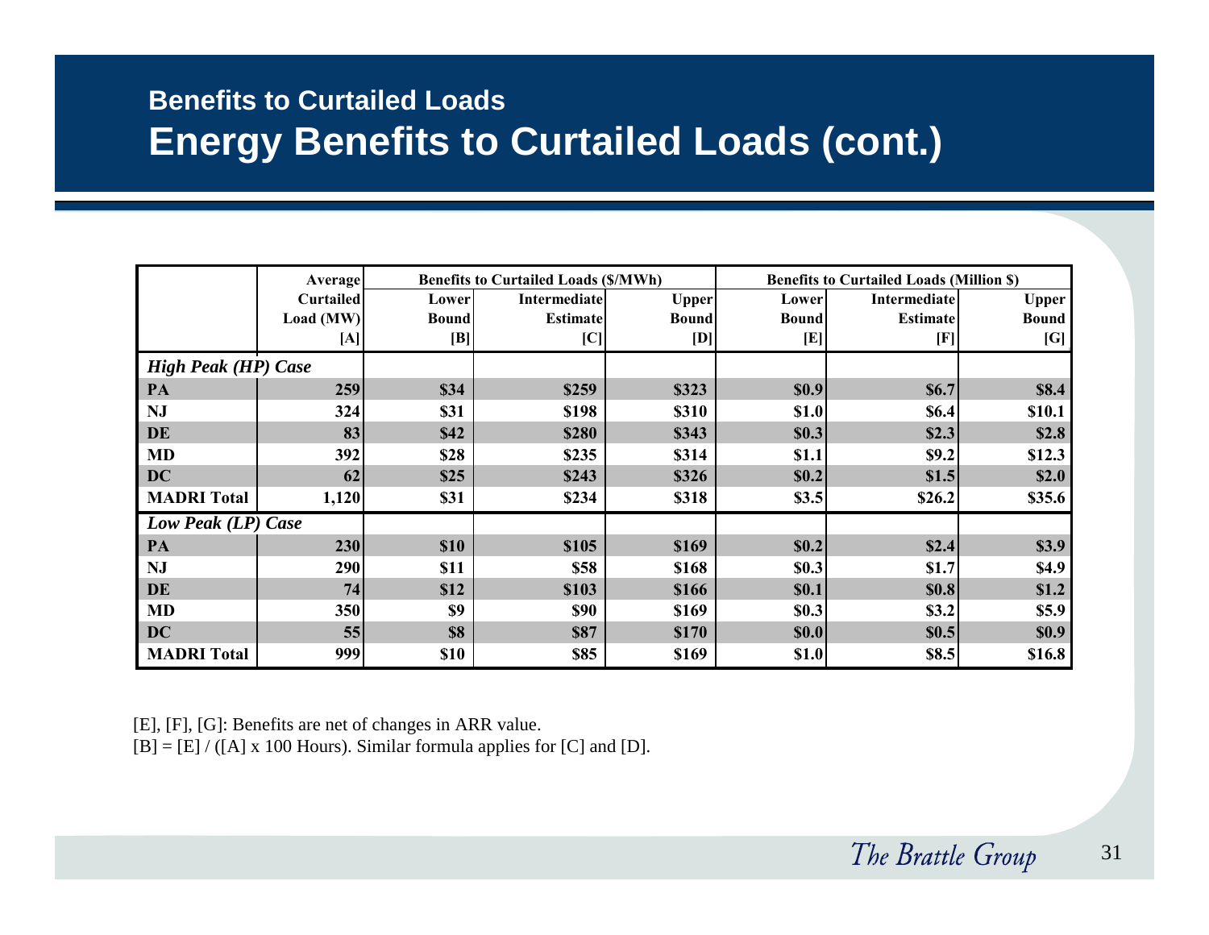## Benefits to Curtailed Loads

# Energy Benefits to Curtailed Loads (cont.)

| | Average Curtailed Load (MW) [A] | Benefits to Curtailed Loads ($/MWh) | | | Benefits to Curtailed Loads (Million $) | | |
|---|---|---|---|---|---|---|---|
| | | Lower Bound [B] | Intermediate Estimate [C] | Upper Bound [D] | Lower Bound [E] | Intermediate Estimate [F] | Upper Bound [G] |
| ***High Peak (HP) Case*** | | | | | | | |
| **PA** | **259** | **$34** | **$259** | **$323** | **$0.9** | **$6.7** | **$8.4** |
| **NJ** | **324** | **$31** | **$198** | **$310** | **$1.0** | **$6.4** | **$10.1** |
| **DE** | **83** | **$42** | **$280** | **$343** | **$0.3** | **$2.3** | **$2.8** |
| **MD** | **392** | **$28** | **$235** | **$314** | **$1.1** | **$9.2** | **$12.3** |
| **DC** | **62** | **$25** | **$243** | **$326** | **$0.2** | **$1.5** | **$2.0** |
| **MADRI Total** | **1,120** | **$31** | **$234** | **$318** | **$3.5** | **$26.2** | **$35.6** |
| ***Low Peak (LP) Case*** | | | | | | | |
| **PA** | **230** | **$10** | **$105** | **$169** | **$0.2** | **$2.4** | **$3.9** |
| **NJ** | **290** | **$11** | **$58** | **$168** | **$0.3** | **$1.7** | **$4.9** |
| **DE** | **74** | **$12** | **$103** | **$166** | **$0.1** | **$0.8** | **$1.2** |
| **MD** | **350** | **$9** | **$90** | **$169** | **$0.3** | **$3.2** | **$5.9** |
| **DC** | **55** | **$8** | **$87** | **$170** | **$0.0** | **$0.5** | **$0.9** |
| **MADRI Total** | **999** | **$10** | **$85** | **$169** | **$1.0** | **$8.5** | **$16.8** |

[E], [F], [G]: Benefits are net of changes in ARR value.
[B] = [E] / ([A] x 100 Hours). Similar formula applies for [C] and [D].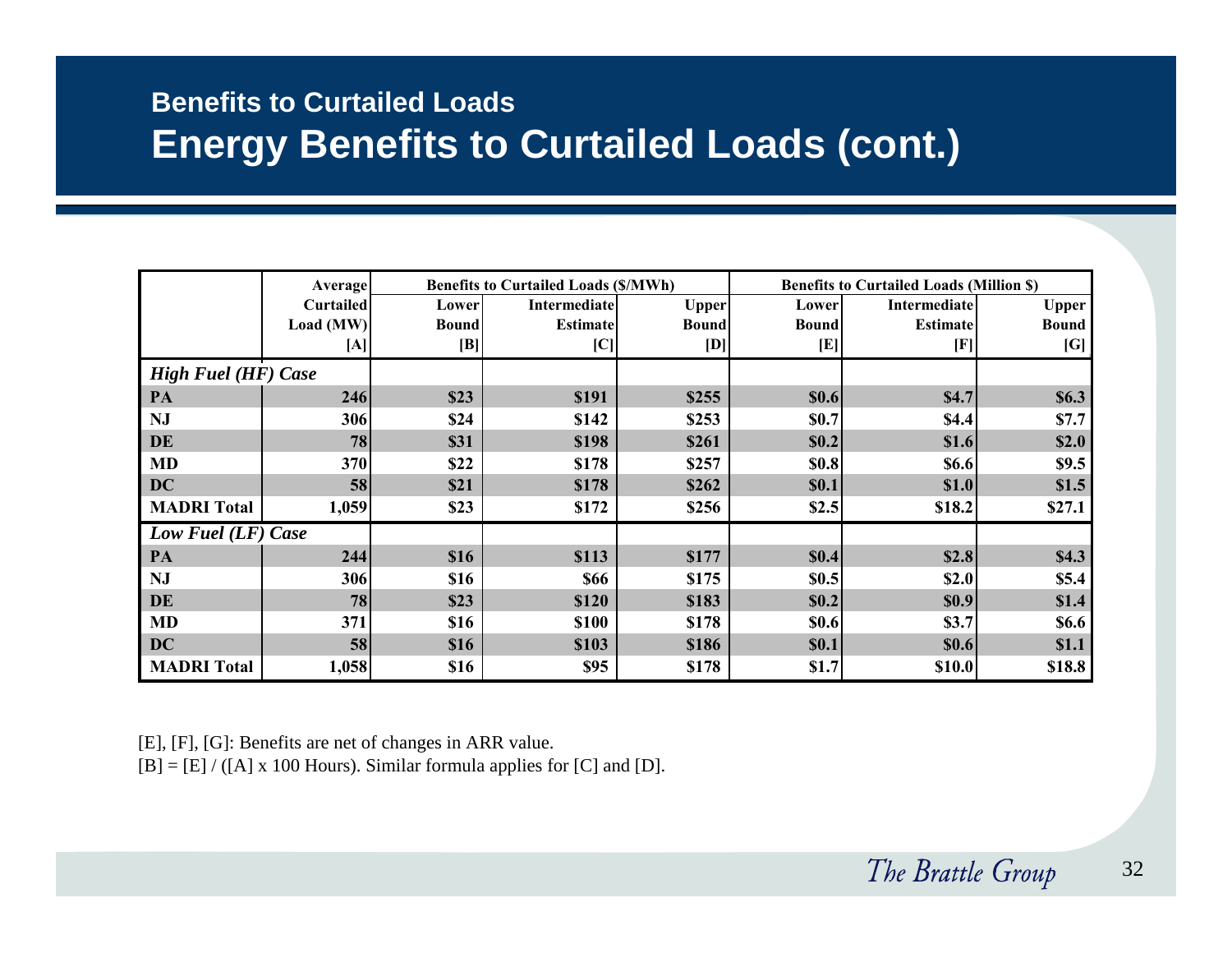## Benefits to Curtailed Loads

# Energy Benefits to Curtailed Loads (cont.)

| | Average Curtailed Load (MW) [A] | Benefits to Curtailed Loads ($/MWh) | | | Benefits to Curtailed Loads (Million $) | | |
|---|---|---|---|---|---|---|---|
| | | Lower Bound [B] | Intermediate Estimate [C] | Upper Bound [D] | Lower Bound [E] | Intermediate Estimate [F] | Upper Bound [G] |
| ***High Fuel (HF) Case*** | | | | | | | |
| **PA** | **246** | **$23** | **$191** | **$255** | **$0.6** | **$4.7** | **$6.3** |
| **NJ** | **306** | **$24** | **$142** | **$253** | **$0.7** | **$4.4** | **$7.7** |
| **DE** | **78** | **$31** | **$198** | **$261** | **$0.2** | **$1.6** | **$2.0** |
| **MD** | **370** | **$22** | **$178** | **$257** | **$0.8** | **$6.6** | **$9.5** |
| **DC** | **58** | **$21** | **$178** | **$262** | **$0.1** | **$1.0** | **$1.5** |
| **MADRI Total** | **1,059** | **$23** | **$172** | **$256** | **$2.5** | **$18.2** | **$27.1** |
| ***Low Fuel (LF) Case*** | | | | | | | |
| **PA** | **244** | **$16** | **$113** | **$177** | **$0.4** | **$2.8** | **$4.3** |
| **NJ** | **306** | **$16** | **$66** | **$175** | **$0.5** | **$2.0** | **$5.4** |
| **DE** | **78** | **$23** | **$120** | **$183** | **$0.2** | **$0.9** | **$1.4** |
| **MD** | **371** | **$16** | **$100** | **$178** | **$0.6** | **$3.7** | **$6.6** |
| **DC** | **58** | **$16** | **$103** | **$186** | **$0.1** | **$0.6** | **$1.1** |
| **MADRI Total** | **1,058** | **$16** | **$95** | **$178** | **$1.7** | **$10.0** | **$18.8** |

[E], [F], [G]: Benefits are net of changes in ARR value.

[B] = [E] / ([A] x 100 Hours). Similar formula applies for [C] and [D].

*The Brattle Group*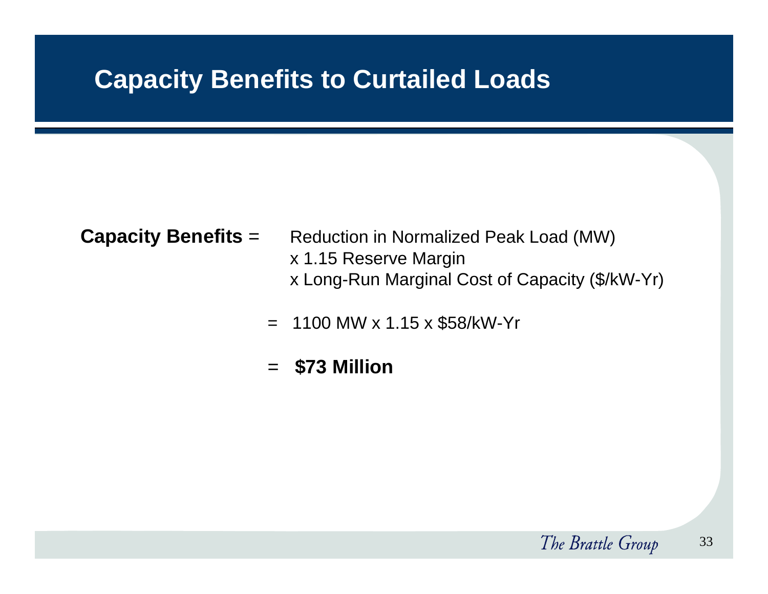# Capacity Benefits to Curtailed Loads

**Capacity Benefits** = Reduction in Normalized Peak Load (MW)
x 1.15 Reserve Margin
x Long-Run Marginal Cost of Capacity ($/kW-Yr)

= 1100 MW x 1.15 x $58/kW-Yr

= **$73 Million**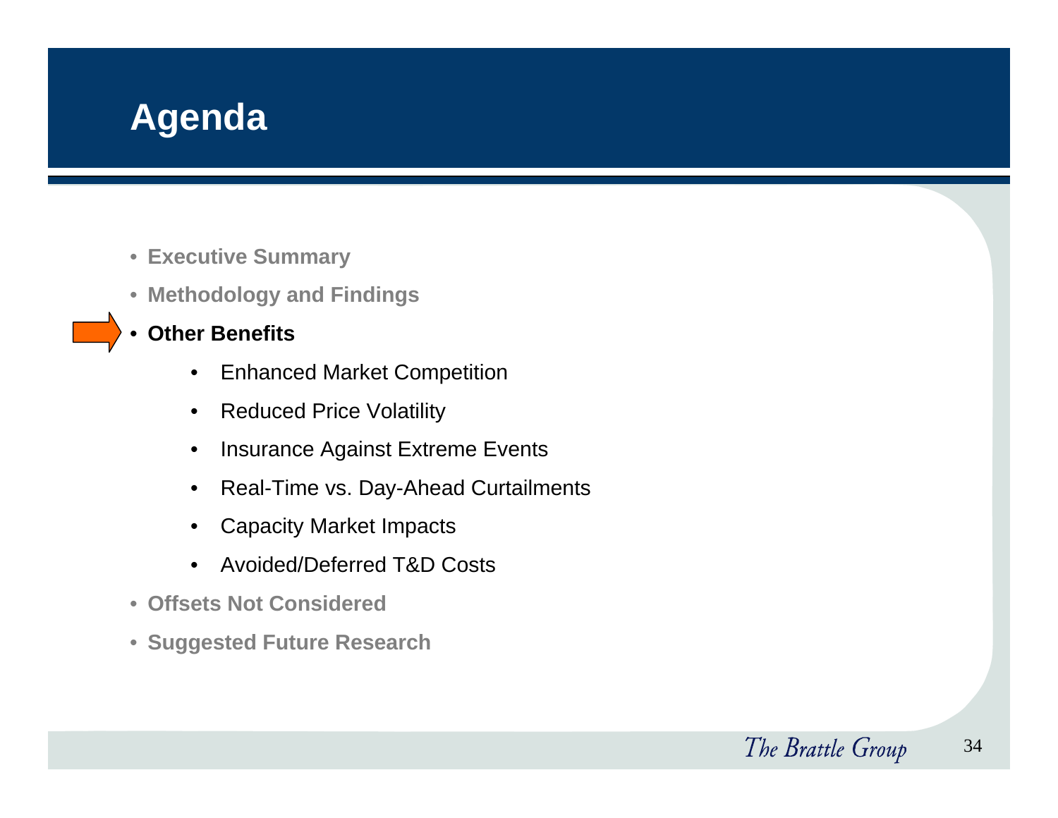# Agenda

- Executive Summary
- Methodology and Findings
- **Other Benefits**
  - Enhanced Market Competition
  - Reduced Price Volatility
  - Insurance Against Extreme Events
  - Real-Time vs. Day-Ahead Curtailments
  - Capacity Market Impacts
  - Avoided/Deferred T&D Costs
- Offsets Not Considered
- Suggested Future Research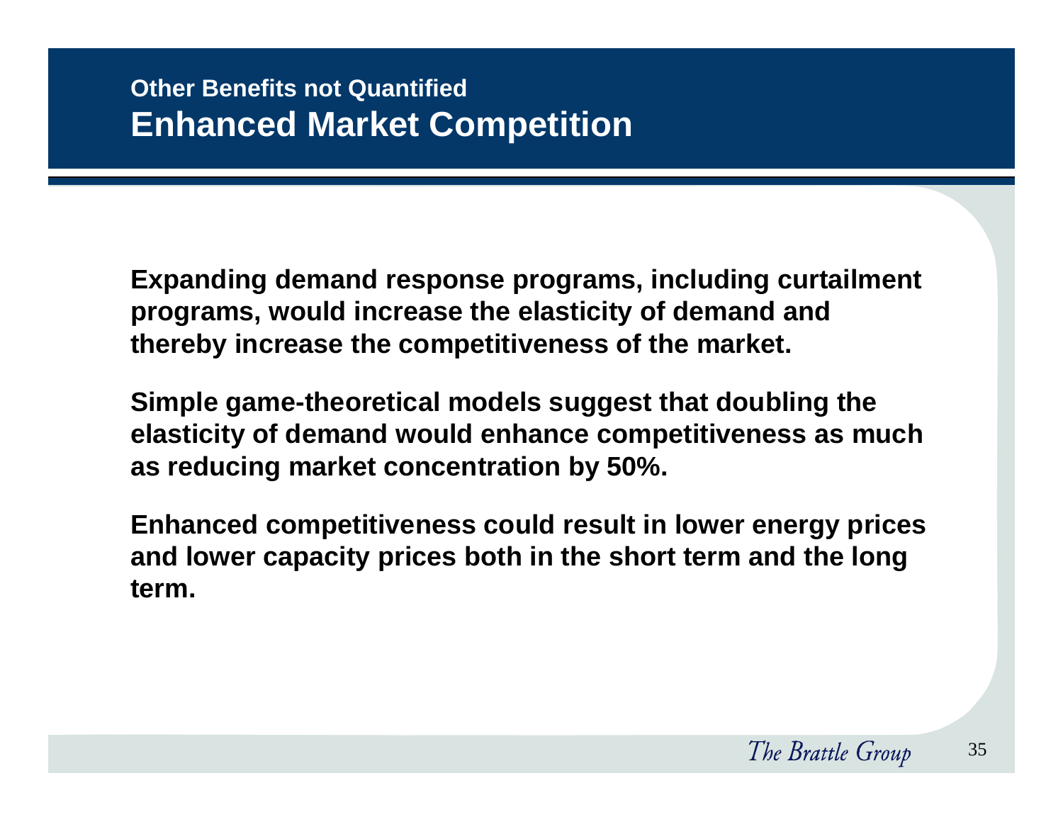## Other Benefits not Quantified

# Enhanced Market Competition

**Expanding demand response programs, including curtailment programs, would increase the elasticity of demand and thereby increase the competitiveness of the market.**

**Simple game-theoretical models suggest that doubling the elasticity of demand would enhance competitiveness as much as reducing market concentration by 50%.**

**Enhanced competitiveness could result in lower energy prices and lower capacity prices both in the short term and the long term.**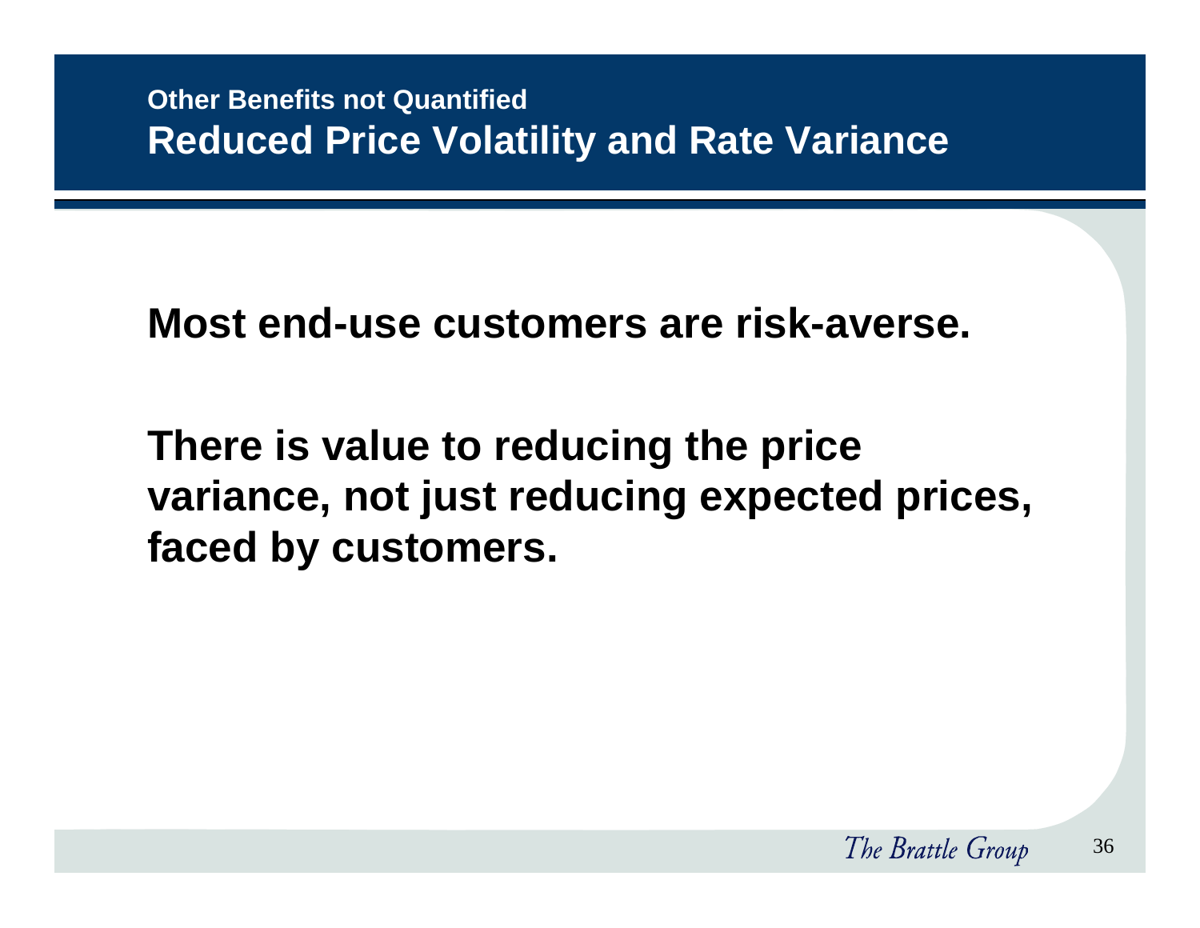## Other Benefits not Quantified

# Reduced Price Volatility and Rate Variance

**Most end-use customers are risk-averse.**

**There is value to reducing the price variance, not just reducing expected prices, faced by customers.**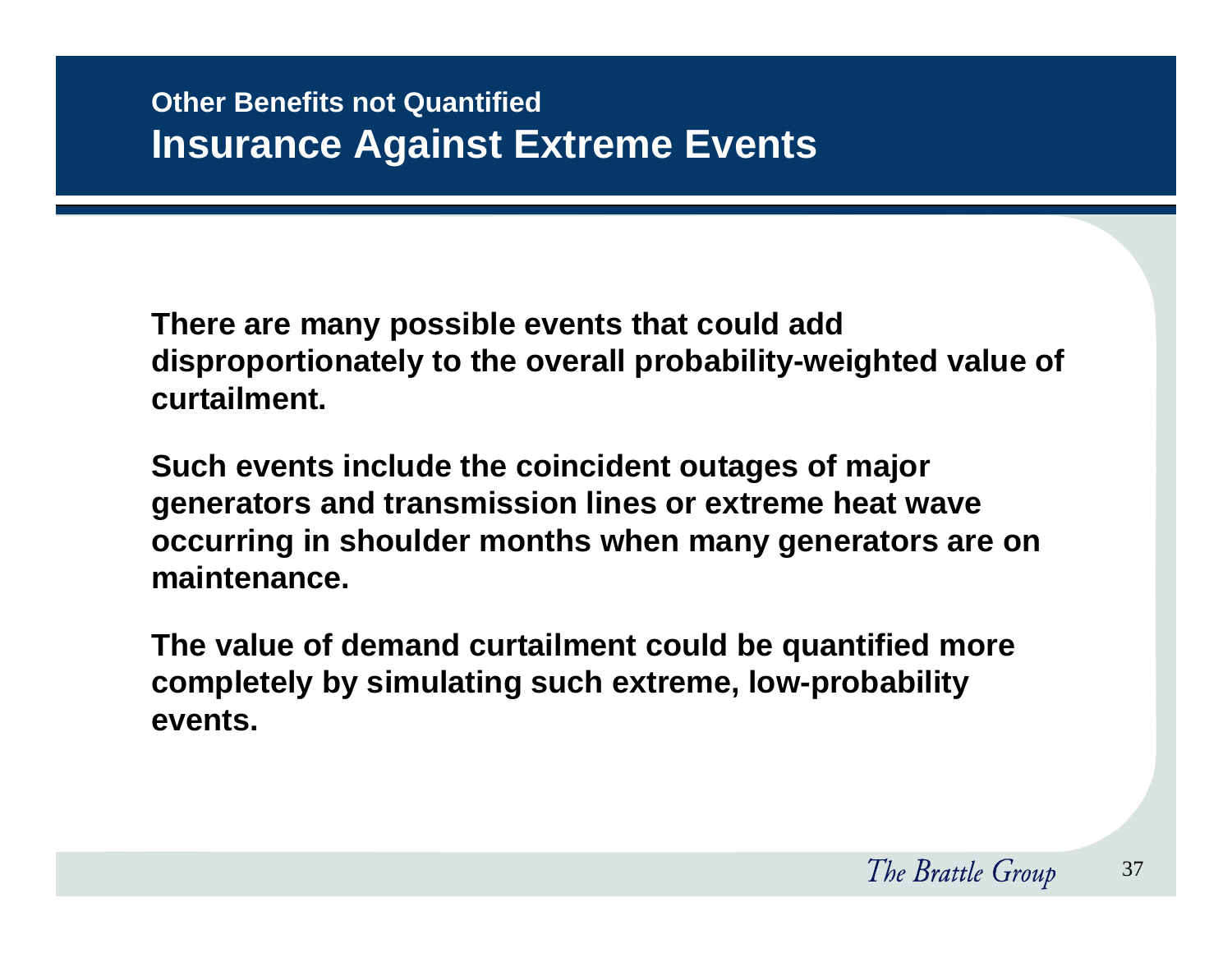## Other Benefits not Quantified

# Insurance Against Extreme Events

**There are many possible events that could add disproportionately to the overall probability-weighted value of curtailment.**

**Such events include the coincident outages of major generators and transmission lines or extreme heat wave occurring in shoulder months when many generators are on maintenance.**

**The value of demand curtailment could be quantified more completely by simulating such extreme, low-probability events.**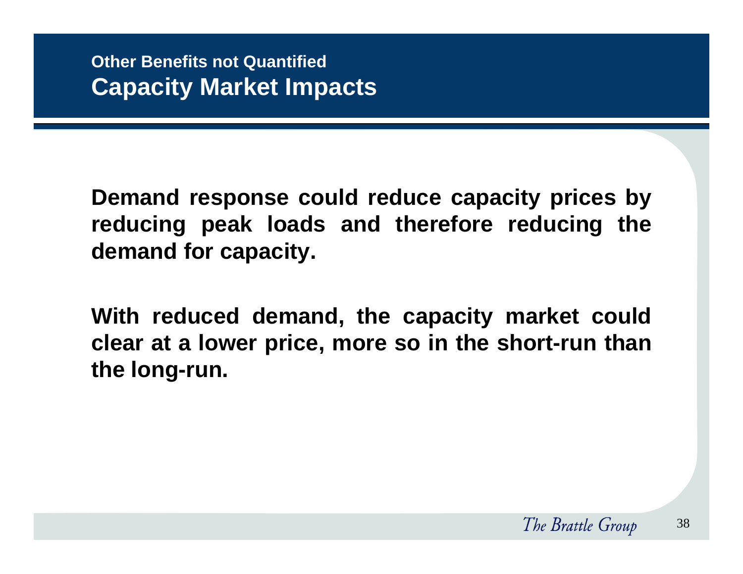## Other Benefits not Quantified

# Capacity Market Impacts

**Demand response could reduce capacity prices by reducing peak loads and therefore reducing the demand for capacity.**

**With reduced demand, the capacity market could clear at a lower price, more so in the short-run than the long-run.**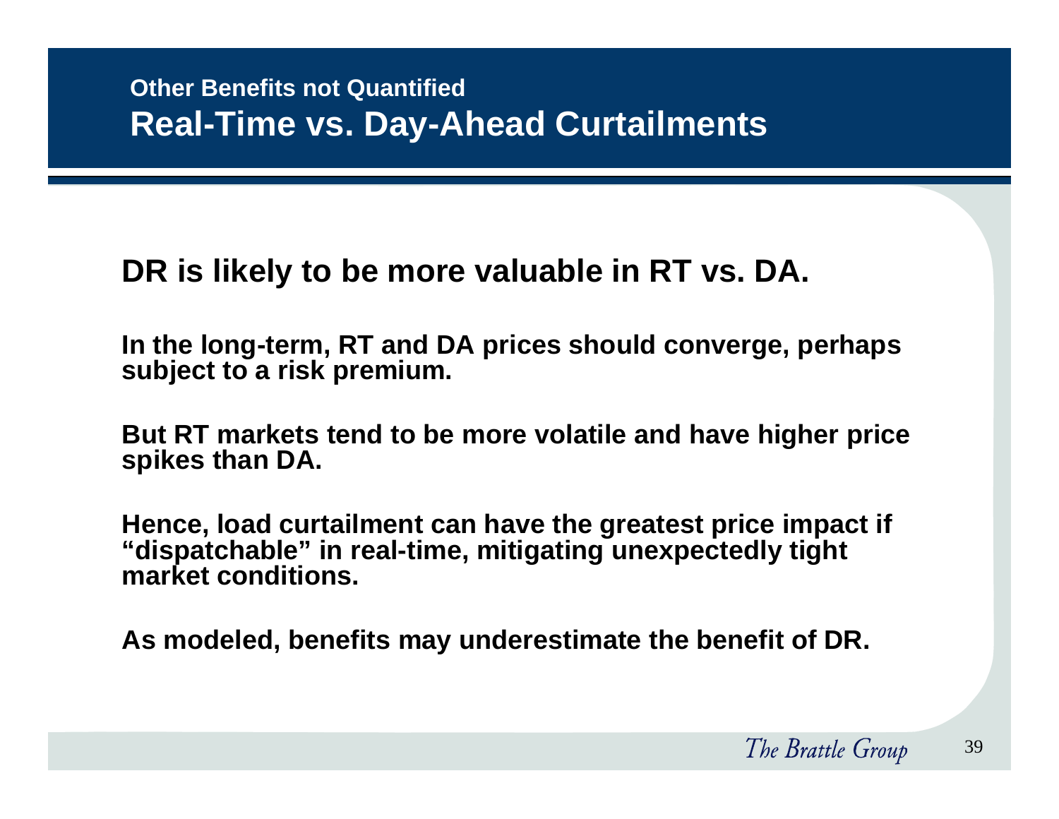### Other Benefits not Quantified

## Real-Time vs. Day-Ahead Curtailments

**DR is likely to be more valuable in RT vs. DA.**

**In the long-term, RT and DA prices should converge, perhaps subject to a risk premium.**

**But RT markets tend to be more volatile and have higher price spikes than DA.**

**Hence, load curtailment can have the greatest price impact if "dispatchable" in real-time, mitigating unexpectedly tight market conditions.**

**As modeled, benefits may underestimate the benefit of DR.**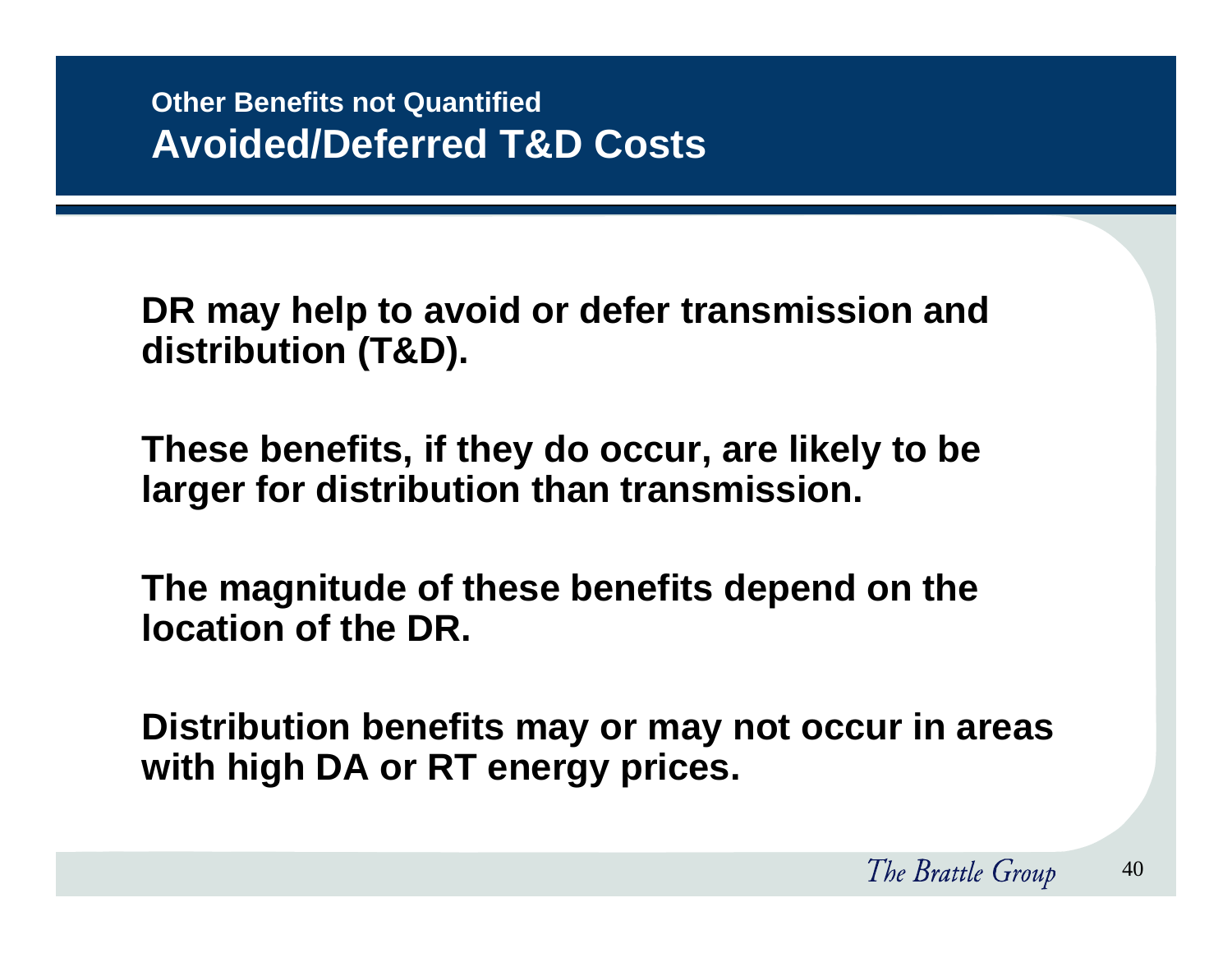### Other Benefits not Quantified

## Avoided/Deferred T&D Costs

**DR may help to avoid or defer transmission and distribution (T&D).**

**These benefits, if they do occur, are likely to be larger for distribution than transmission.**

**The magnitude of these benefits depend on the location of the DR.**

**Distribution benefits may or may not occur in areas with high DA or RT energy prices.**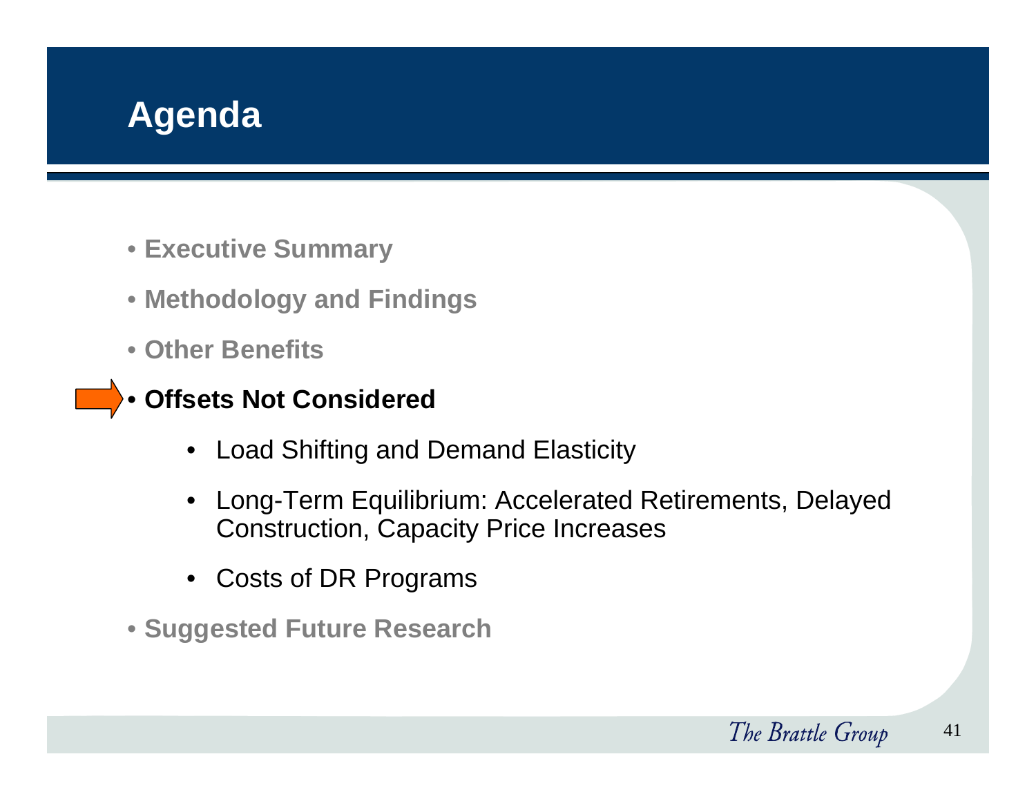# Agenda

- **Executive Summary**
- **Methodology and Findings**
- **Other Benefits**
- **Offsets Not Considered**
  - Load Shifting and Demand Elasticity
  - Long-Term Equilibrium: Accelerated Retirements, Delayed Construction, Capacity Price Increases
  - Costs of DR Programs
- **Suggested Future Research**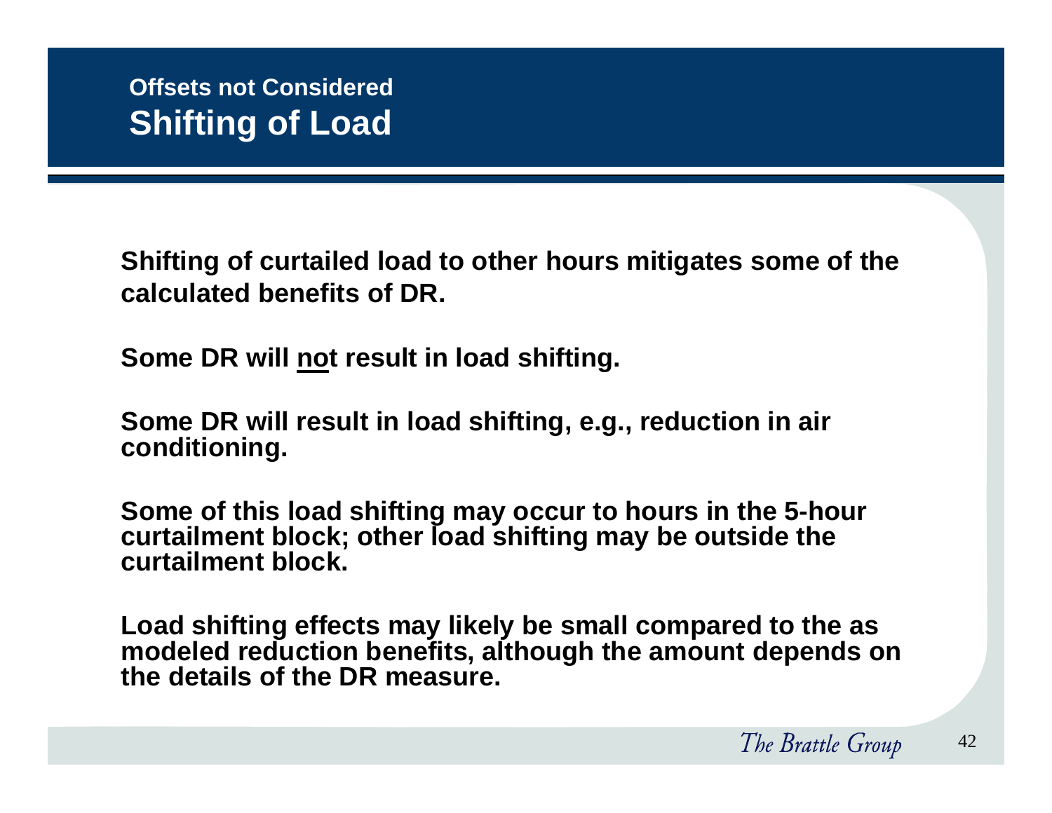## Offsets not Considered

# Shifting of Load

**Shifting of curtailed load to other hours mitigates some of the calculated benefits of DR.**

**Some DR will <u>not</u> result in load shifting.**

**Some DR will result in load shifting, e.g., reduction in air conditioning.**

**Some of this load shifting may occur to hours in the 5-hour curtailment block; other load shifting may be outside the curtailment block.**

**Load shifting effects may likely be small compared to the as modeled reduction benefits, although the amount depends on the details of the DR measure.**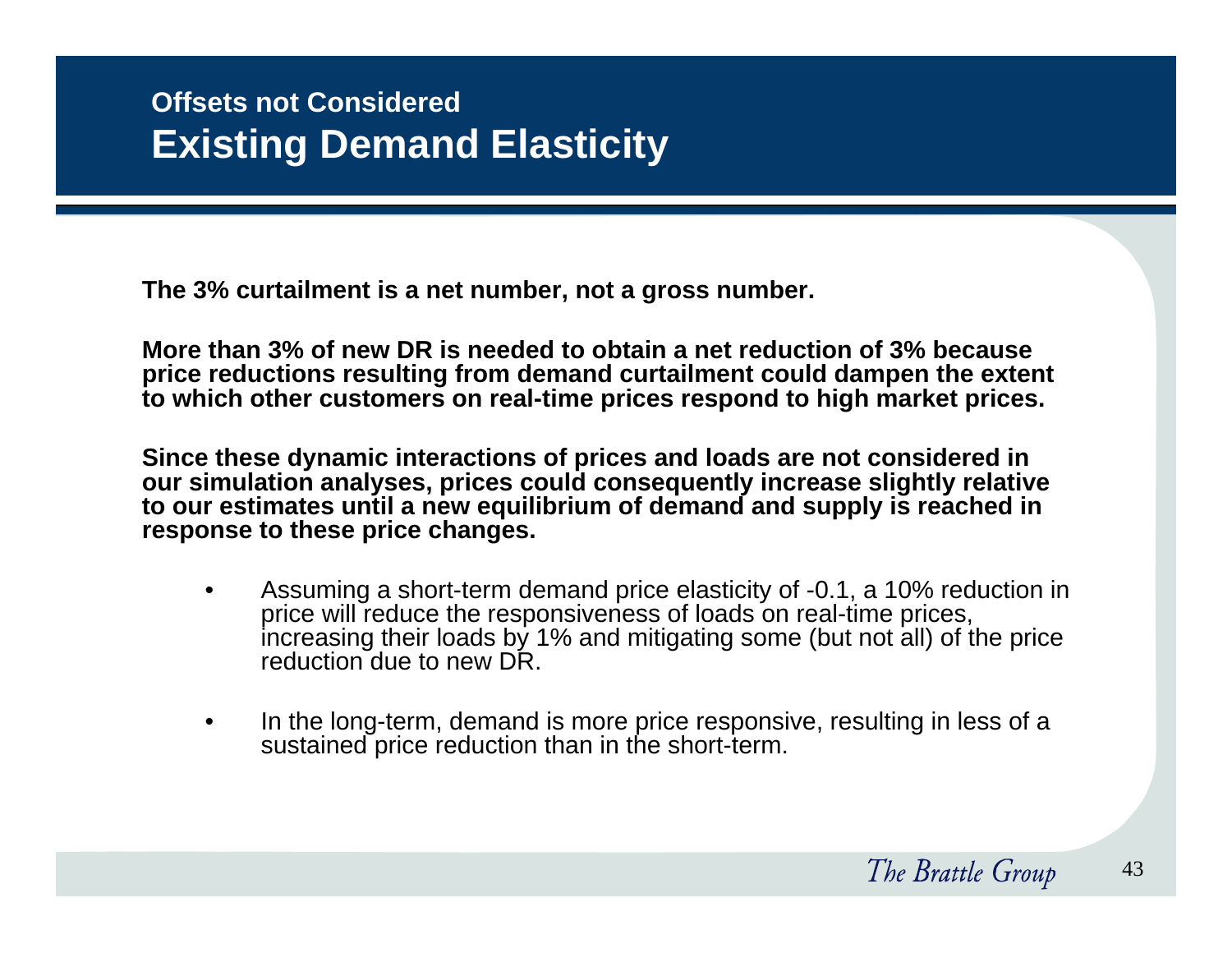## Offsets not Considered

# Existing Demand Elasticity

**The 3% curtailment is a net number, not a gross number.**

**More than 3% of new DR is needed to obtain a net reduction of 3% because price reductions resulting from demand curtailment could dampen the extent to which other customers on real-time prices respond to high market prices.**

**Since these dynamic interactions of prices and loads are not considered in our simulation analyses, prices could consequently increase slightly relative to our estimates until a new equilibrium of demand and supply is reached in response to these price changes.**

- Assuming a short-term demand price elasticity of -0.1, a 10% reduction in price will reduce the responsiveness of loads on real-time prices, increasing their loads by 1% and mitigating some (but not all) of the price reduction due to new DR.
- In the long-term, demand is more price responsive, resulting in less of a sustained price reduction than in the short-term.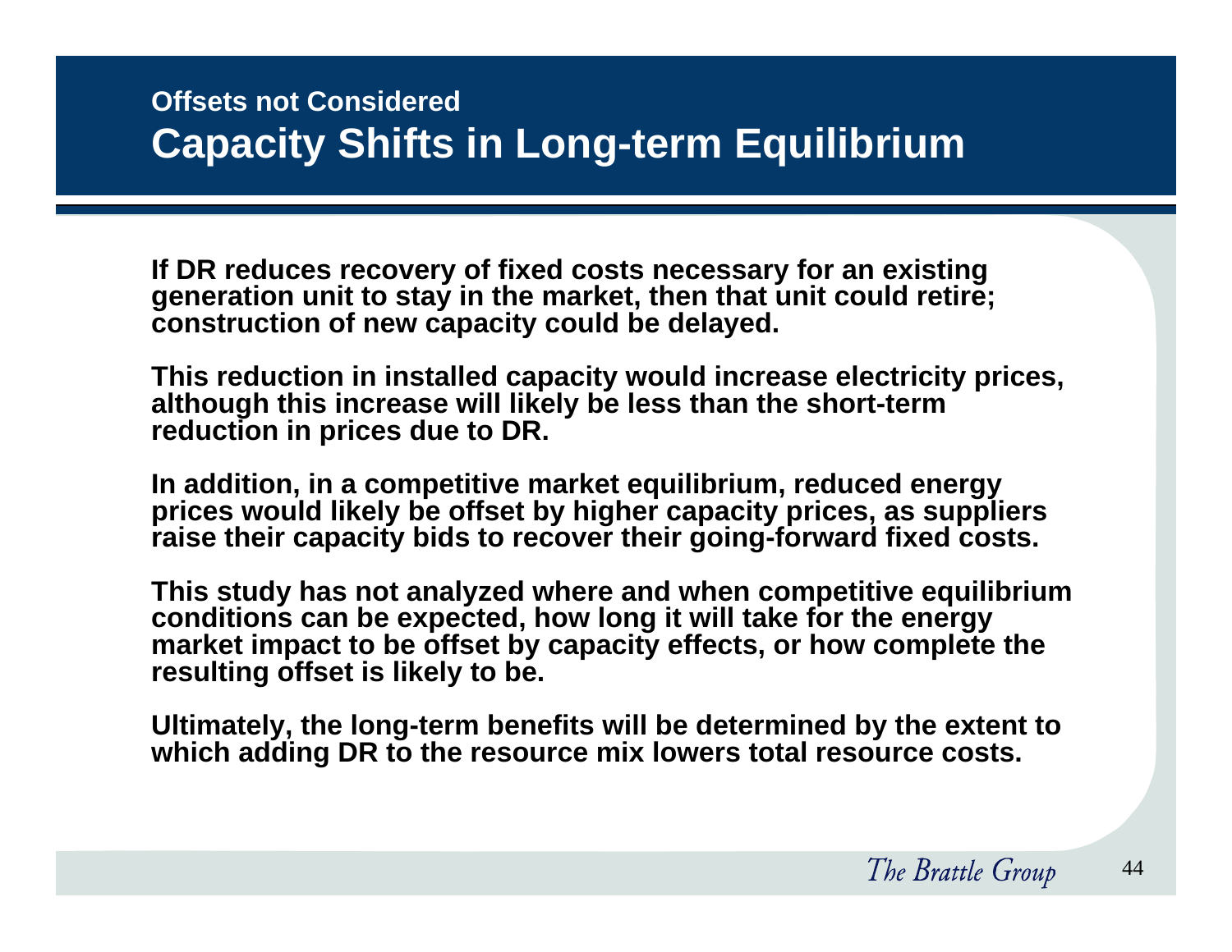## Offsets not Considered

# Capacity Shifts in Long-term Equilibrium

**If DR reduces recovery of fixed costs necessary for an existing generation unit to stay in the market, then that unit could retire; construction of new capacity could be delayed.**

**This reduction in installed capacity would increase electricity prices, although this increase will likely be less than the short-term reduction in prices due to DR.**

**In addition, in a competitive market equilibrium, reduced energy prices would likely be offset by higher capacity prices, as suppliers raise their capacity bids to recover their going-forward fixed costs.**

**This study has not analyzed where and when competitive equilibrium conditions can be expected, how long it will take for the energy market impact to be offset by capacity effects, or how complete the resulting offset is likely to be.**

**Ultimately, the long-term benefits will be determined by the extent to which adding DR to the resource mix lowers total resource costs.**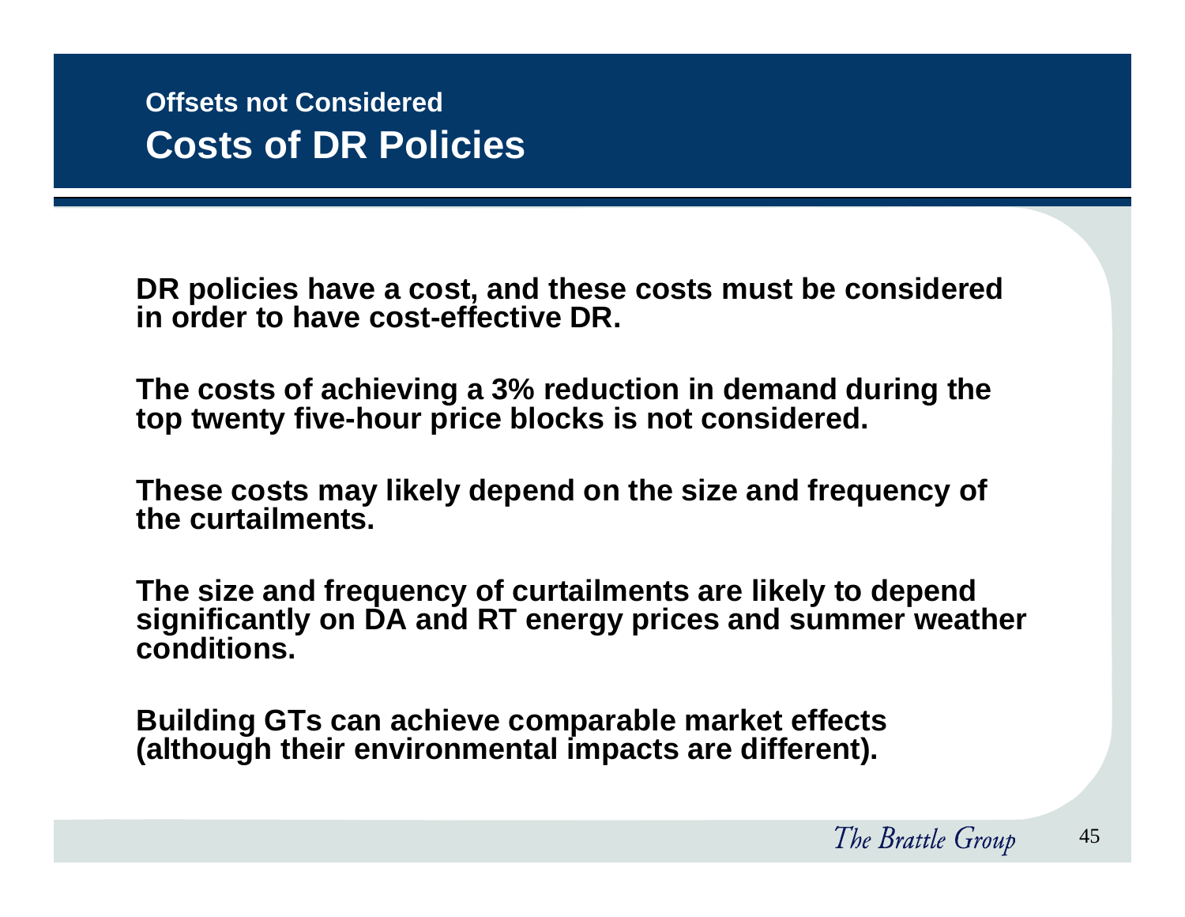### Offsets not Considered

## Costs of DR Policies

**DR policies have a cost, and these costs must be considered in order to have cost-effective DR.**

**The costs of achieving a 3% reduction in demand during the top twenty five-hour price blocks is not considered.**

**These costs may likely depend on the size and frequency of the curtailments.**

**The size and frequency of curtailments are likely to depend significantly on DA and RT energy prices and summer weather conditions.**

**Building GTs can achieve comparable market effects (although their environmental impacts are different).**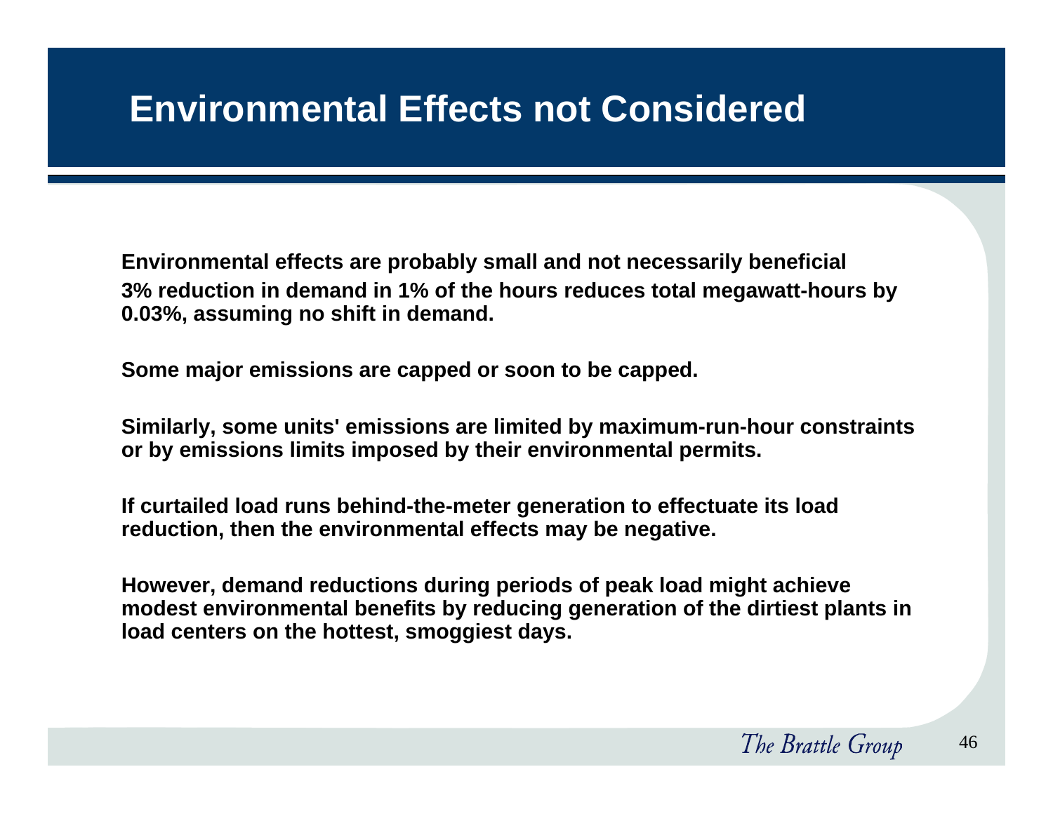# Environmental Effects not Considered

**Environmental effects are probably small and not necessarily beneficial**
**3% reduction in demand in 1% of the hours reduces total megawatt-hours by 0.03%, assuming no shift in demand.**

**Some major emissions are capped or soon to be capped.**

**Similarly, some units' emissions are limited by maximum-run-hour constraints or by emissions limits imposed by their environmental permits.**

**If curtailed load runs behind-the-meter generation to effectuate its load reduction, then the environmental effects may be negative.**

**However, demand reductions during periods of peak load might achieve modest environmental benefits by reducing generation of the dirtiest plants in load centers on the hottest, smoggiest days.**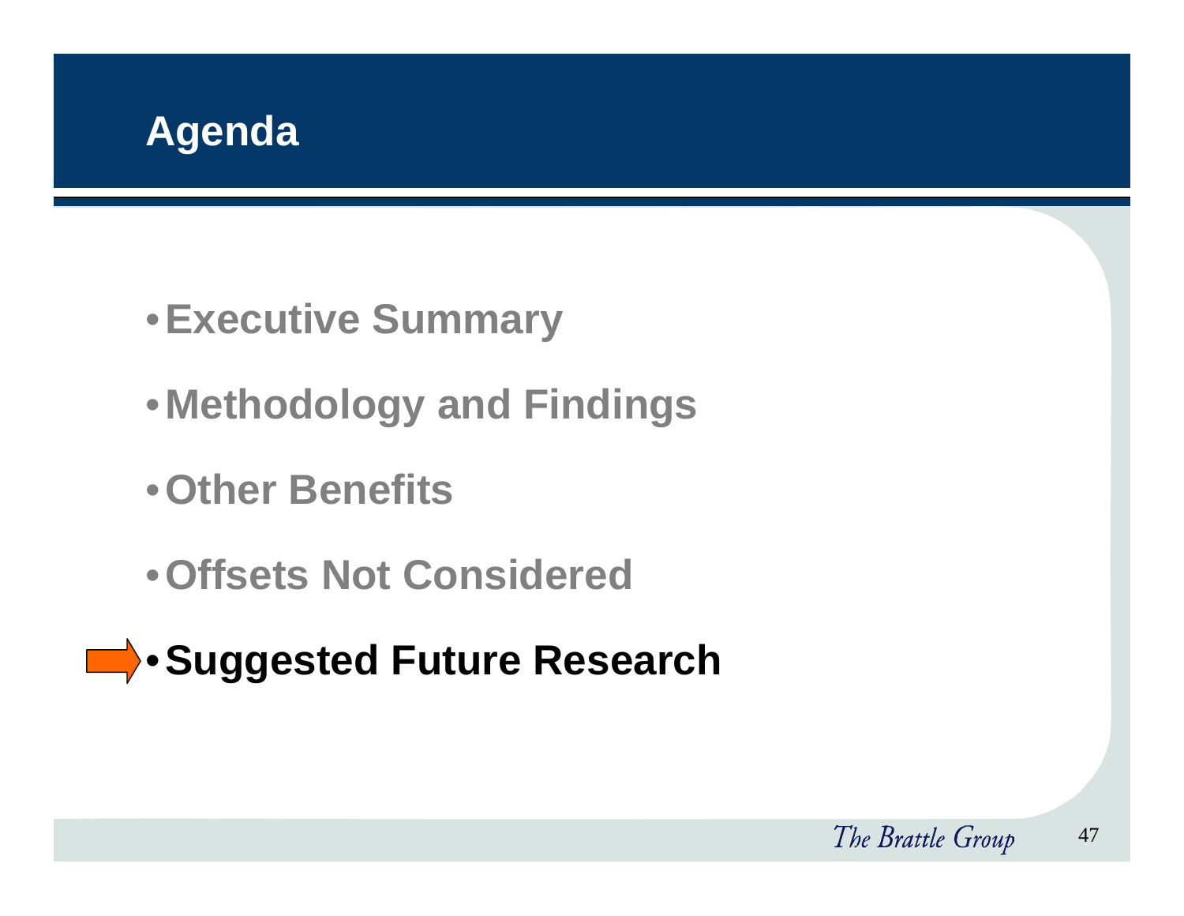# Agenda

- Executive Summary
- Methodology and Findings
- Other Benefits
- Offsets Not Considered
- **Suggested Future Research**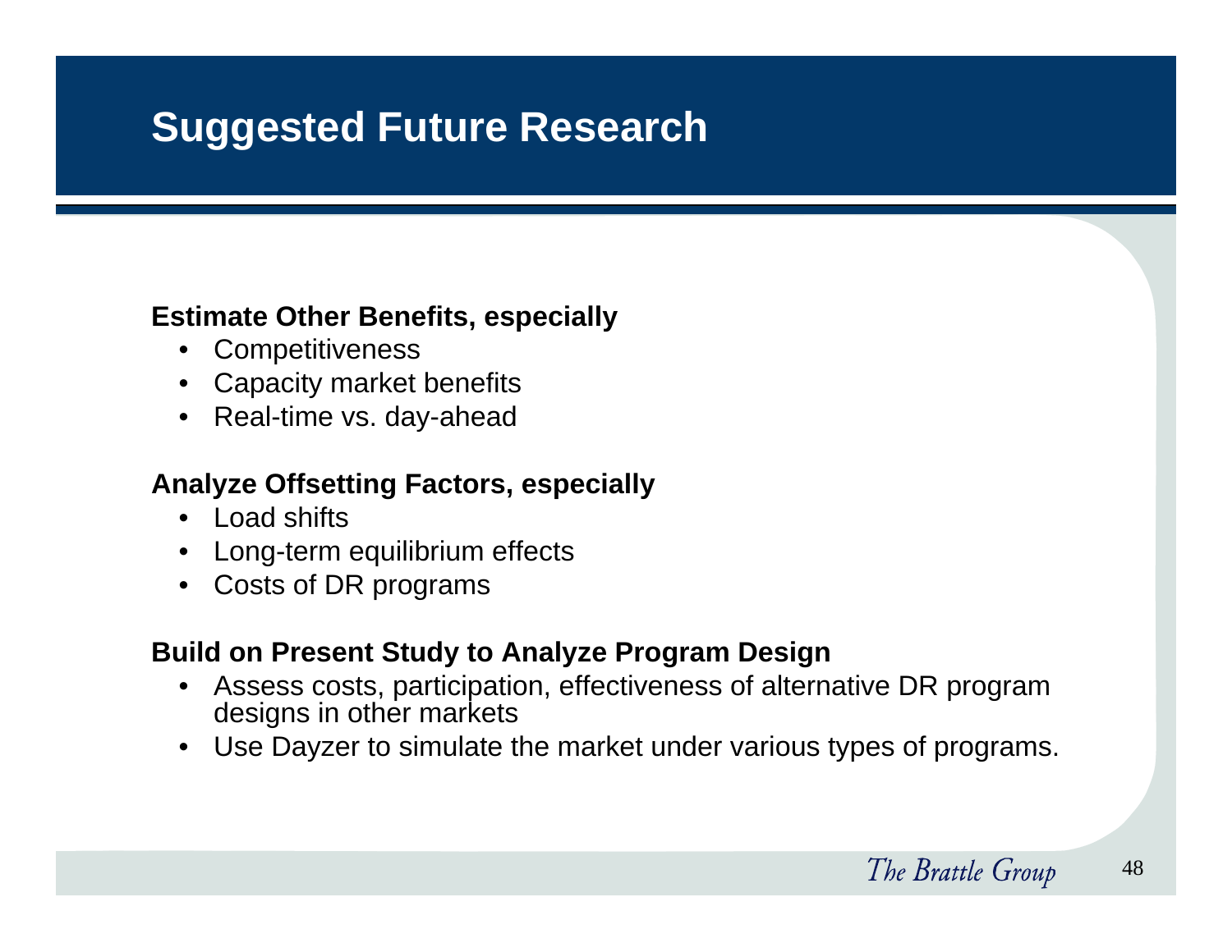# Suggested Future Research

**Estimate Other Benefits, especially**

- Competitiveness
- Capacity market benefits
- Real-time vs. day-ahead

**Analyze Offsetting Factors, especially**

- Load shifts
- Long-term equilibrium effects
- Costs of DR programs

**Build on Present Study to Analyze Program Design**

- Assess costs, participation, effectiveness of alternative DR program designs in other markets
- Use Dayzer to simulate the market under various types of programs.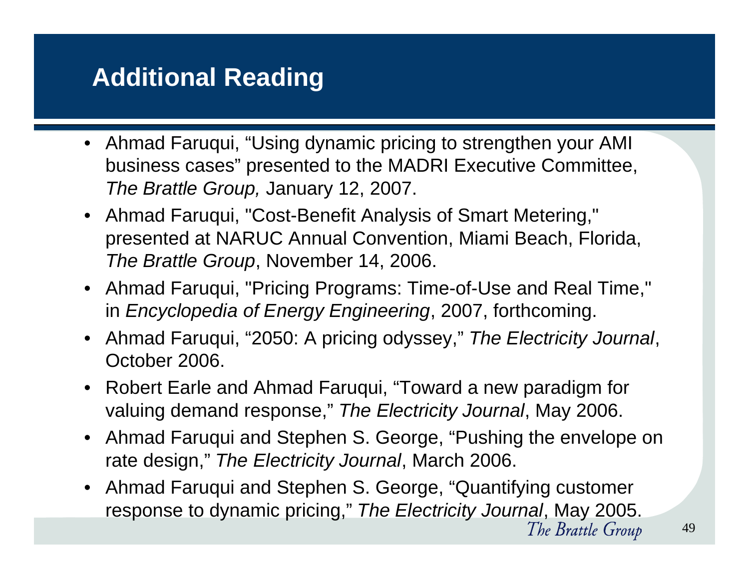## Additional Reading

- Ahmad Faruqui, “Using dynamic pricing to strengthen your AMI business cases” presented to the MADRI Executive Committee, *The Brattle Group,* January 12, 2007.
- Ahmad Faruqui, "Cost-Benefit Analysis of Smart Metering," presented at NARUC Annual Convention, Miami Beach, Florida, *The Brattle Group*, November 14, 2006.
- Ahmad Faruqui, "Pricing Programs: Time-of-Use and Real Time," in *Encyclopedia of Energy Engineering*, 2007, forthcoming.
- Ahmad Faruqui, “2050: A pricing odyssey,” *The Electricity Journal*, October 2006.
- Robert Earle and Ahmad Faruqui, “Toward a new paradigm for valuing demand response,” *The Electricity Journal*, May 2006.
- Ahmad Faruqui and Stephen S. George, “Pushing the envelope on rate design,” *The Electricity Journal*, March 2006.
- Ahmad Faruqui and Stephen S. George, “Quantifying customer response to dynamic pricing,” *The Electricity Journal*, May 2005.